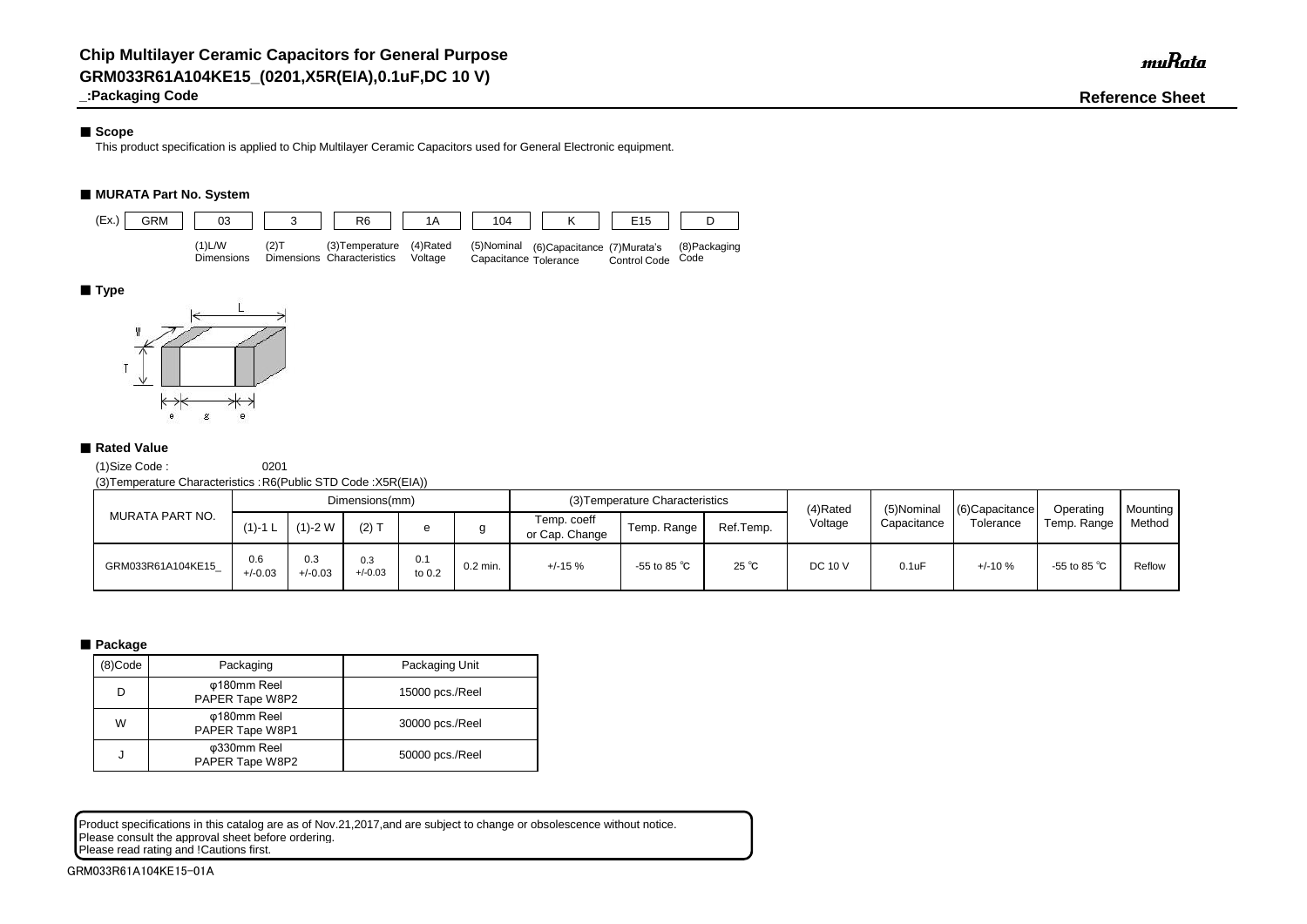# Chip Multilayer Ceramic Capacitors for General Purpose
# GRM033R61A104KE15_(0201,X5R(EIA),0.1uF,DC 10 V)
## _:Packaging Code

**Reference Sheet**

## ■ Scope

This product specification is applied to Chip Multilayer Ceramic Capacitors used for General Electronic equipment.

## ■ MURATA Part No. System

| (Ex.) GRM | 03 | 3 | R6 | 1A | 104 | K | E15 | D |
|---|---|---|---|---|---|---|---|---|
| | (1)L/W Dimensions | (2)T Dimensions | (3)Temperature Characteristics | (4)Rated Voltage | (5)Nominal Capacitance | (6)Capacitance Tolerance | (7)Murata's Control Code | (8)Packaging Code |

## ■ Type

L, W, T, e, g, e

## ■ Rated Value

(1)Size Code : 0201

(3)Temperature Characteristics : R6(Public STD Code :X5R(EIA))

| MURATA PART NO. | Dimensions(mm) | | | | | (3)Temperature Characteristics | | | (4)Rated Voltage | (5)Nominal Capacitance | (6)Capacitance Tolerance | Operating Temp. Range | Mounting Method |
|---|---|---|---|---|---|---|---|---|---|---|---|---|---|
| | (1)-1 L | (1)-2 W | (2) T | e | g | Temp. coeff or Cap. Change | Temp. Range | Ref.Temp. | | | | | |
| GRM033R61A104KE15_ | 0.6 +/-0.03 | 0.3 +/-0.03 | 0.3 +/-0.03 | 0.1 to 0.2 | 0.2 min. | +/-15 % | -55 to 85 ℃ | 25 ℃ | DC 10 V | 0.1uF | +/-10 % | -55 to 85 ℃ | Reflow |

## ■ Package

| (8)Code | Packaging | Packaging Unit |
|---|---|---|
| D | φ180mm Reel PAPER Tape W8P2 | 15000 pcs./Reel |
| W | φ180mm Reel PAPER Tape W8P1 | 30000 pcs./Reel |
| J | φ330mm Reel PAPER Tape W8P2 | 50000 pcs./Reel |

Product specifications in this catalog are as of Nov.21,2017,and are subject to change or obsolescence without notice.
Please consult the approval sheet before ordering.
Please read rating and !Cautions first.

GRM033R61A104KE15-01A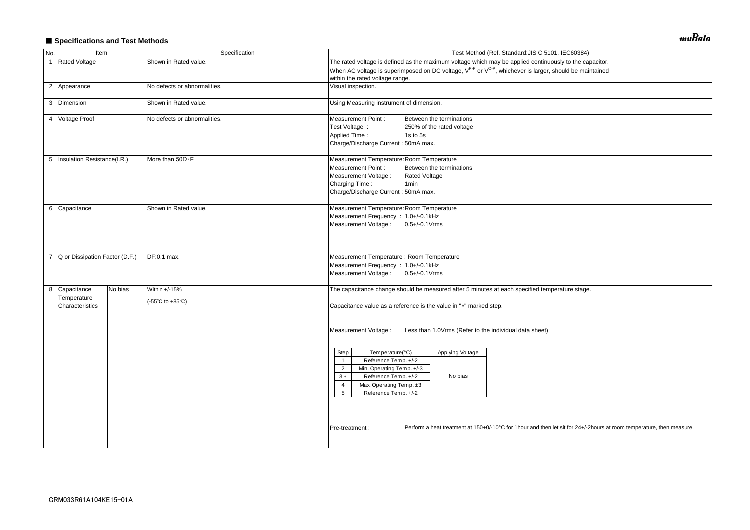## ■ Specifications and Test Methods

| No. | Item | | Specification | Test Method (Ref. Standard:JIS C 5101, IEC60384) |
|---|---|---|---|---|
| 1 | Rated Voltage | | Shown in Rated value. | The rated voltage is defined as the maximum voltage which may be applied continuously to the capacitor.<br>When AC voltage is superimposed on DC voltage, $V^{P-P}$ or $V^{O-P}$, whichever is larger, should be maintained within the rated voltage range. |
| 2 | Appearance | | No defects or abnormalities. | Visual inspection. |
| 3 | Dimension | | Shown in Rated value. | Using Measuring instrument of dimension. |
| 4 | Voltage Proof | | No defects or abnormalities. | Measurement Point : Between the terminations<br>Test Voltage : 250% of the rated voltage<br>Applied Time : 1s to 5s<br>Charge/Discharge Current : 50mA max. |
| 5 | Insulation Resistance(I.R.) | | More than 50Ω・F | Measurement Temperature:Room Temperature<br>Measurement Point : Between the terminations<br>Measurement Voltage : Rated Voltage<br>Charging Time : 1min<br>Charge/Discharge Current : 50mA max. |
| 6 | Capacitance | | Shown in Rated value. | Measurement Temperature:Room Temperature<br>Measurement Frequency : 1.0+/-0.1kHz<br>Measurement Voltage : 0.5+/-0.1Vrms |
| 7 | Q or Dissipation Factor (D.F.) | | DF:0.1 max. | Measurement Temperature : Room Temperature<br>Measurement Frequency : 1.0+/-0.1kHz<br>Measurement Voltage : 0.5+/-0.1Vrms |
| 8 | Capacitance Temperature Characteristics | No bias | Within +/-15%<br>(-55℃ to +85℃) | The capacitance change should be measured after 5 minutes at each specified temperature stage.<br>Capacitance value as a reference is the value in "*" marked step. |
| | | | | Measurement Voltage : Less than 1.0Vrms (Refer to the individual data sheet)<br><br>Pre-treatment : Perform a heat treatment at 150+0/-10°C for 1hour and then let sit for 24+/-2hours at room temperature, then measure. |

| Step | Temperature(°C) | Applying Voltage |
|---|---|---|
| 1 | Reference Temp. +/-2 | No bias |
| 2 | Min. Operating Temp. +/-3 | |
| 3 * | Reference Temp. +/-2 | |
| 4 | Max. Operating Temp. ±3 | |
| 5 | Reference Temp. +/-2 | |

GRM033R61A104KE15-01A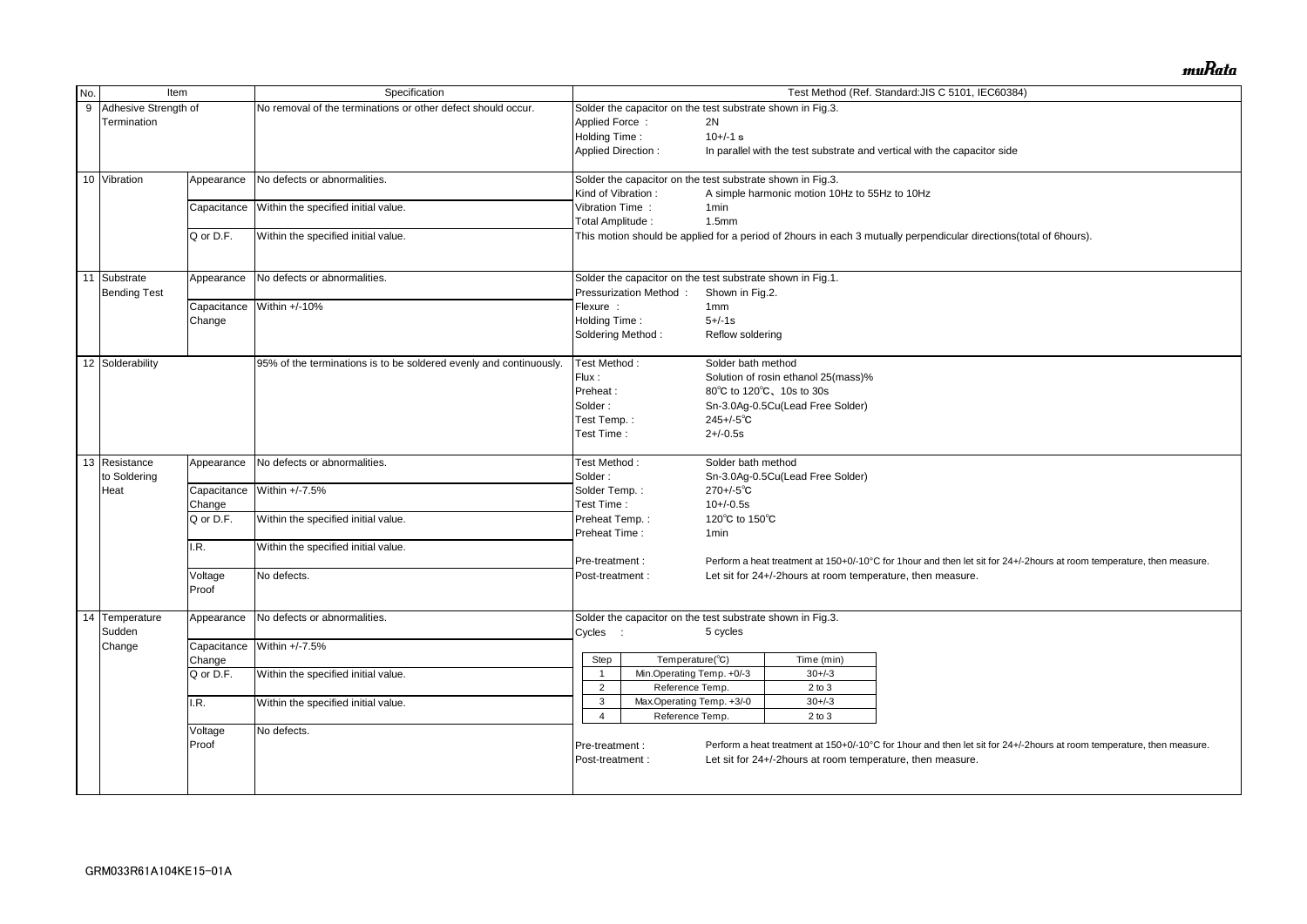| No. | Item | | Specification | Test Method (Ref. Standard:JIS C 5101, IEC60384) |
|---|---|---|---|---|
| 9 | Adhesive Strength of Termination | | No removal of the terminations or other defect should occur. | Solder the capacitor on the test substrate shown in Fig.3.<br>Applied Force : 2N<br>Holding Time : 10+/-1 s<br>Applied Direction : In parallel with the test substrate and vertical with the capacitor side |
| 10 | Vibration | Appearance | No defects or abnormalities. | Solder the capacitor on the test substrate shown in Fig.3.<br>Kind of Vibration : A simple harmonic motion 10Hz to 55Hz to 10Hz<br>Vibration Time : 1min<br>Total Amplitude : 1.5mm<br>This motion should be applied for a period of 2hours in each 3 mutually perpendicular directions(total of 6hours). |
| | | Capacitance | Within the specified initial value. | |
| | | Q or D.F. | Within the specified initial value. | |
| 11 | Substrate Bending Test | Appearance | No defects or abnormalities. | Solder the capacitor on the test substrate shown in Fig.1.<br>Pressurization Method : Shown in Fig.2.<br>Flexure : 1mm<br>Holding Time : 5+/-1s<br>Soldering Method : Reflow soldering |
| | | Capacitance Change | Within +/-10% | |
| 12 | Solderability | | 95% of the terminations is to be soldered evenly and continuously. | Test Method : Solder bath method<br>Flux : Solution of rosin ethanol 25(mass)%<br>Preheat : 80℃ to 120℃、10s to 30s<br>Solder : Sn-3.0Ag-0.5Cu(Lead Free Solder)<br>Test Temp. : 245+/-5℃<br>Test Time : 2+/-0.5s |
| 13 | Resistance to Soldering Heat | Appearance | No defects or abnormalities. | Test Method : Solder bath method<br>Solder : Sn-3.0Ag-0.5Cu(Lead Free Solder)<br>Solder Temp. : 270+/-5℃<br>Test Time : 10+/-0.5s<br>Preheat Temp. : 120℃ to 150℃<br>Preheat Time : 1min<br>Pre-treatment : Perform a heat treatment at 150+0/-10°C for 1hour and then let sit for 24+/-2hours at room temperature, then measure.<br>Post-treatment : Let sit for 24+/-2hours at room temperature, then measure. |
| | | Capacitance Change | Within +/-7.5% | |
| | | Q or D.F. | Within the specified initial value. | |
| | | I.R. | Within the specified initial value. | |
| | | Voltage Proof | No defects. | |
| 14 | Temperature Sudden Change | Appearance | No defects or abnormalities. | Solder the capacitor on the test substrate shown in Fig.3.<br>Cycles : 5 cycles<br>Step 1: Min.Operating Temp. +0/-3, 30+/-3 min<br>Step 2: Reference Temp., 2 to 3 min<br>Step 3: Max.Operating Temp. +3/-0, 30+/-3 min<br>Step 4: Reference Temp., 2 to 3 min<br>Pre-treatment : Perform a heat treatment at 150+0/-10°C for 1hour and then let sit for 24+/-2hours at room temperature, then measure.<br>Post-treatment : Let sit for 24+/-2hours at room temperature, then measure. |
| | | Capacitance Change | Within +/-7.5% | |
| | | Q or D.F. | Within the specified initial value. | |
| | | I.R. | Within the specified initial value. | |
| | | Voltage Proof | No defects. | |

Temperature Sudden Change cycle (No. 14):

| Step | Temperature(℃) | Time (min) |
|---|---|---|
| 1 | Min.Operating Temp. +0/-3 | 30+/-3 |
| 2 | Reference Temp. | 2 to 3 |
| 3 | Max.Operating Temp. +3/-0 | 30+/-3 |
| 4 | Reference Temp. | 2 to 3 |

GRM033R61A104KE15-01A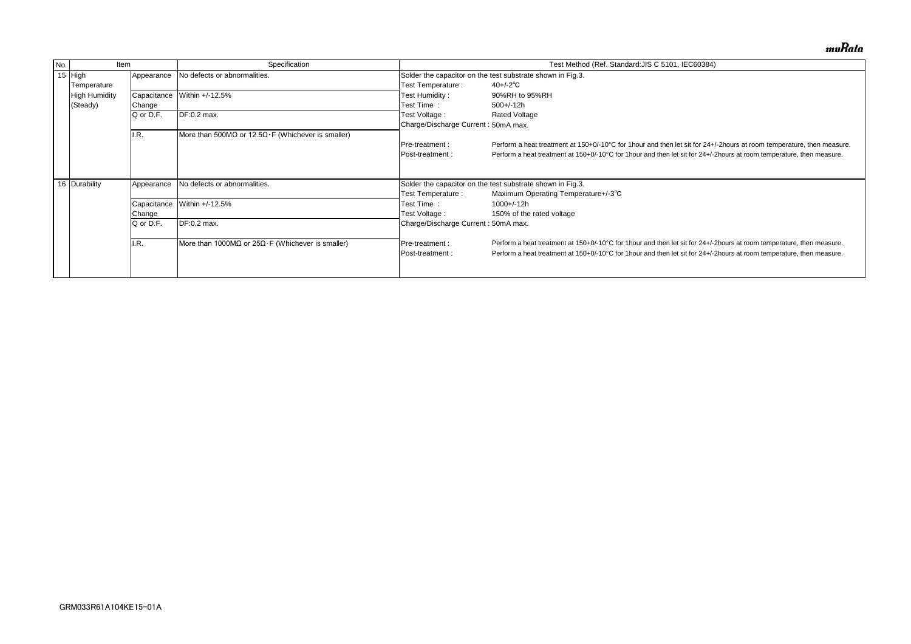| No. | Item | | Specification | Test Method (Ref. Standard:JIS C 5101, IEC60384) |
|---|---|---|---|---|
| 15 | High Temperature High Humidity (Steady) | Appearance | No defects or abnormalities. | Solder the capacitor on the test substrate shown in Fig.3.<br>Test Temperature : 40+/-2℃<br>Test Humidity : 90%RH to 95%RH<br>Test Time : 500+/-12h<br>Test Voltage : Rated Voltage<br>Charge/Discharge Current : 50mA max.<br><br>Pre-treatment : Perform a heat treatment at 150+0/-10°C for 1hour and then let sit for 24+/-2hours at room temperature, then measure.<br>Post-treatment : Perform a heat treatment at 150+0/-10°C for 1hour and then let sit for 24+/-2hours at room temperature, then measure. |
| | | Capacitance Change | Within +/-12.5% | |
| | | Q or D.F. | DF:0.2 max. | |
| | | I.R. | More than 500MΩ or 12.5Ω･F (Whichever is smaller) | |
| 16 | Durability | Appearance | No defects or abnormalities. | Solder the capacitor on the test substrate shown in Fig.3.<br>Test Temperature : Maximum Operating Temperature+/-3℃<br>Test Time : 1000+/-12h<br>Test Voltage : 150% of the rated voltage<br>Charge/Discharge Current : 50mA max.<br><br>Pre-treatment : Perform a heat treatment at 150+0/-10°C for 1hour and then let sit for 24+/-2hours at room temperature, then measure.<br>Post-treatment : Perform a heat treatment at 150+0/-10°C for 1hour and then let sit for 24+/-2hours at room temperature, then measure. |
| | | Capacitance Change | Within +/-12.5% | |
| | | Q or D.F. | DF:0.2 max. | |
| | | I.R. | More than 1000MΩ or 25Ω･F (Whichever is smaller) | |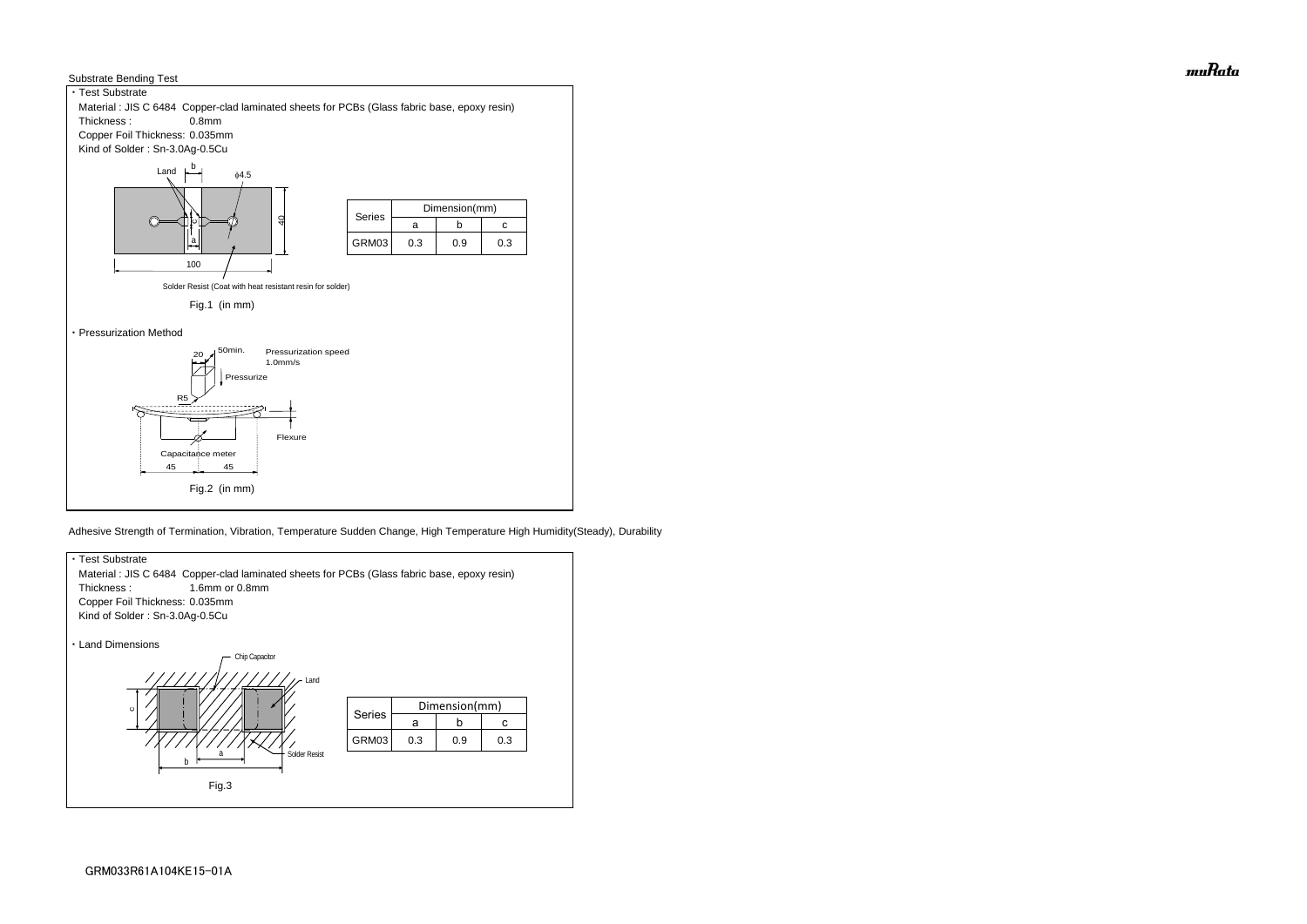Substrate Bending Test

・Test Substrate

Material : JIS C 6484 Copper-clad laminated sheets for PCBs (Glass fabric base, epoxy resin)

Thickness : 0.8mm

Copper Foil Thickness: 0.035mm

Kind of Solder : Sn-3.0Ag-0.5Cu

| Series | Dimension(mm) | | |
|---|---|---|---|
| | a | b | c |
| GRM03 | 0.3 | 0.9 | 0.3 |

Fig.1 (in mm)

・Pressurization Method

Pressurization speed 1.0mm/s

Fig.2 (in mm)

Adhesive Strength of Termination, Vibration, Temperature Sudden Change, High Temperature High Humidity(Steady), Durability

・Test Substrate

Material : JIS C 6484 Copper-clad laminated sheets for PCBs (Glass fabric base, epoxy resin)

Thickness : 1.6mm or 0.8mm

Copper Foil Thickness: 0.035mm

Kind of Solder : Sn-3.0Ag-0.5Cu

・Land Dimensions

| Series | Dimension(mm) | | |
|---|---|---|---|
| | a | b | c |
| GRM03 | 0.3 | 0.9 | 0.3 |

Fig.3

GRM033R61A104KE15-01A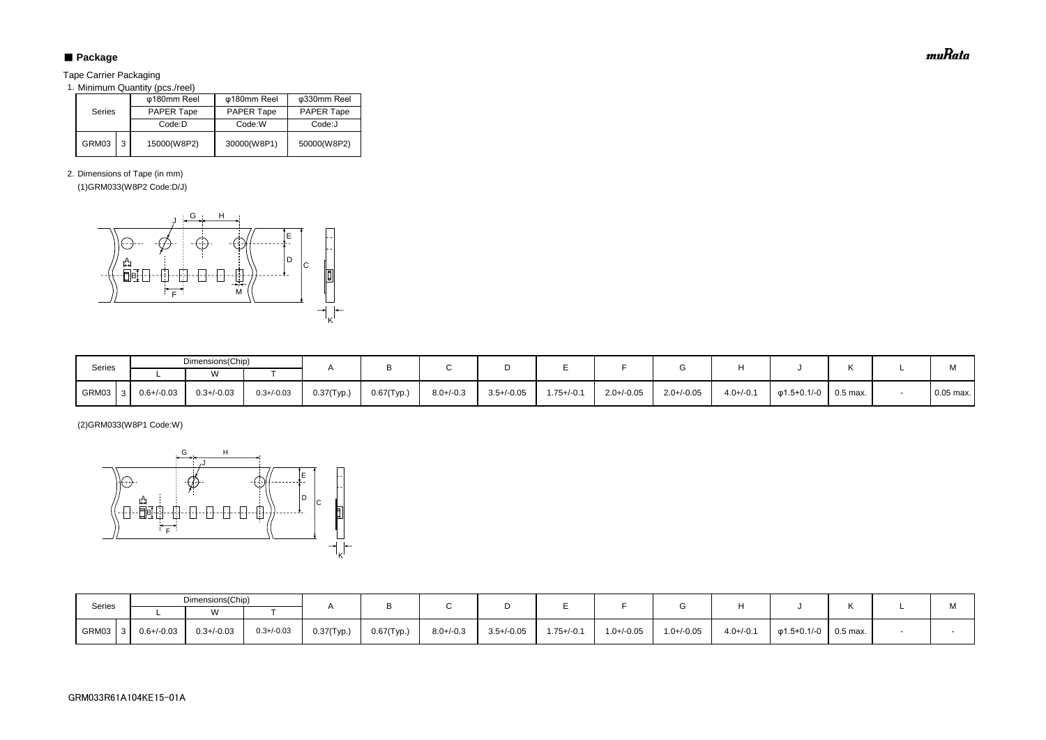## ■ Package

Tape Carrier Packaging

1. Minimum Quantity (pcs./reel)

| Series | | φ180mm Reel PAPER Tape Code:D | φ180mm Reel PAPER Tape Code:W | φ330mm Reel PAPER Tape Code:J |
|---|---|---|---|---|
| GRM03 | 3 | 15000(W8P2) | 30000(W8P1) | 50000(W8P2) |

2. Dimensions of Tape (in mm)

(1)GRM033(W8P2 Code:D/J)

| Series | | Dimensions(Chip) | | | A | B | C | D | E | F | G | H | J | K | L | M |
|---|---|---|---|---|---|---|---|---|---|---|---|---|---|---|---|---|
| | | L | W | T | | | | | | | | | | | | |
| GRM03 | 3 | 0.6+/-0.03 | 0.3+/-0.03 | 0.3+/-0.03 | 0.37(Typ.) | 0.67(Typ.) | 8.0+/-0.3 | 3.5+/-0.05 | 1.75+/-0.1 | 2.0+/-0.05 | 2.0+/-0.05 | 4.0+/-0.1 | φ1.5+0.1/-0 | 0.5 max. | - | 0.05 max. |

(2)GRM033(W8P1 Code:W)

| Series | | Dimensions(Chip) | | | A | B | C | D | E | F | G | H | J | K | L | M |
|---|---|---|---|---|---|---|---|---|---|---|---|---|---|---|---|---|
| | | L | W | T | | | | | | | | | | | | |
| GRM03 | 3 | 0.6+/-0.03 | 0.3+/-0.03 | 0.3+/-0.03 | 0.37(Typ.) | 0.67(Typ.) | 8.0+/-0.3 | 3.5+/-0.05 | 1.75+/-0.1 | 1.0+/-0.05 | 1.0+/-0.05 | 4.0+/-0.1 | φ1.5+0.1/-0 | 0.5 max. | - | - |

GRM033R61A104KE15-01A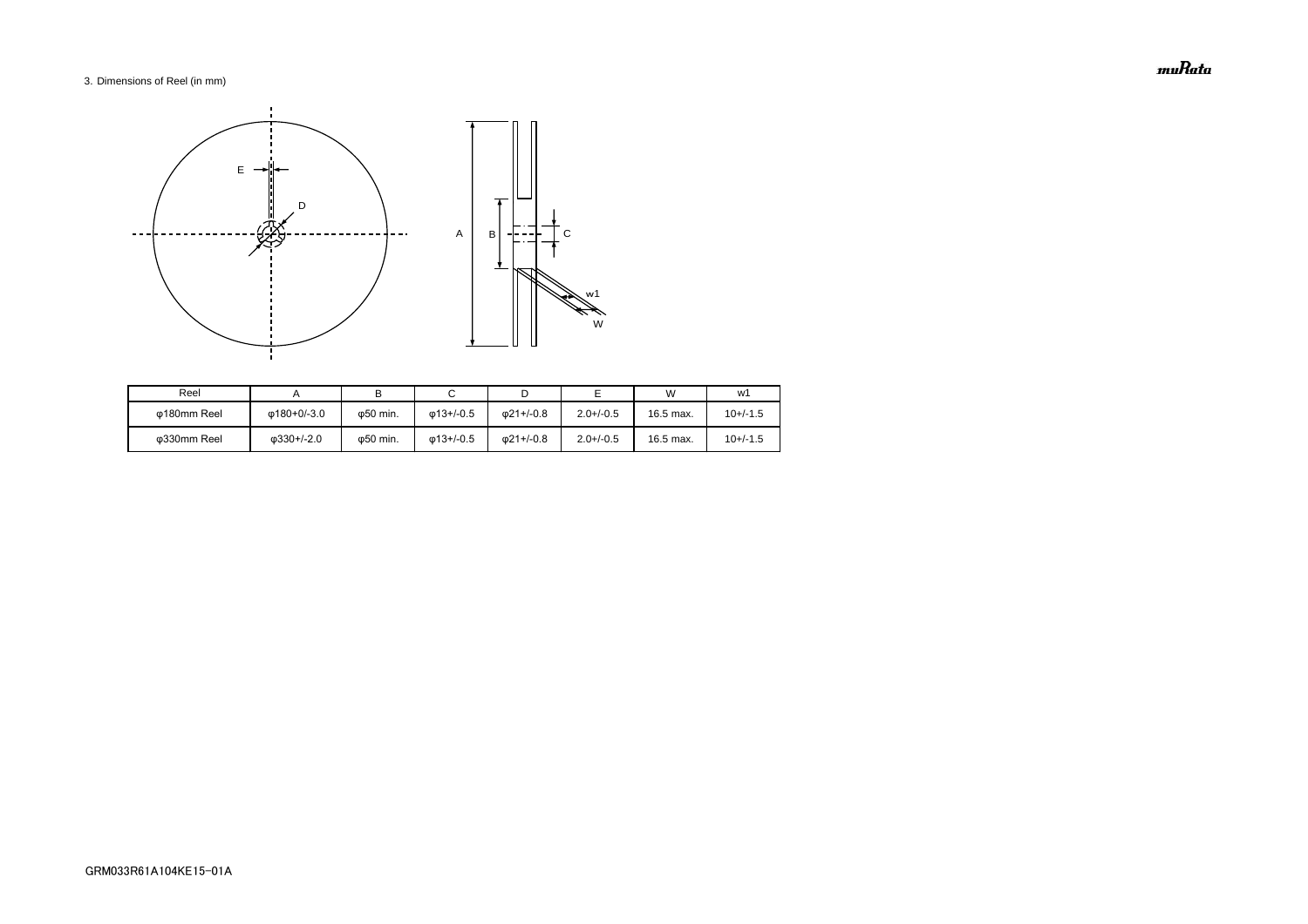3. Dimensions of Reel (in mm)

| Reel | A | B | C | D | E | W | w1 |
|---|---|---|---|---|---|---|---|
| φ180mm Reel | φ180+0/-3.0 | φ50 min. | φ13+/-0.5 | φ21+/-0.8 | 2.0+/-0.5 | 16.5 max. | 10+/-1.5 |
| φ330mm Reel | φ330+/-2.0 | φ50 min. | φ13+/-0.5 | φ21+/-0.8 | 2.0+/-0.5 | 16.5 max. | 10+/-1.5 |

GRM033R61A104KE15-01A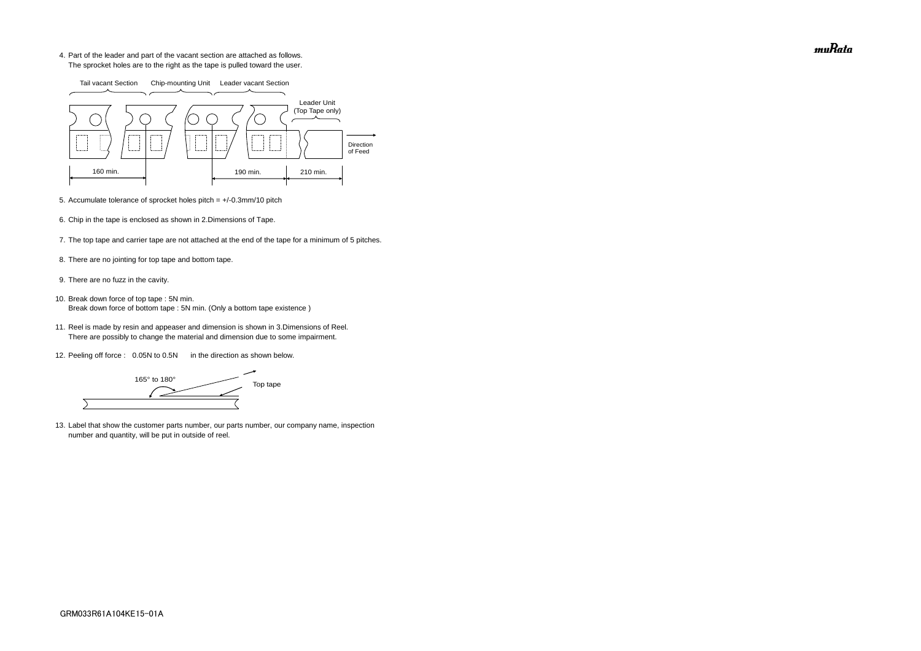4. Part of the leader and part of the vacant section are attached as follows.
   The sprocket holes are to the right as the tape is pulled toward the user.

Tail vacant Section　　Chip-mounting Unit　　Leader vacant Section

Leader Unit (Top Tape only)

Direction of Feed

160 min.　　190 min.　　210 min.

5. Accumulate tolerance of sprocket holes pitch = +/-0.3mm/10 pitch

6. Chip in the tape is enclosed as shown in 2.Dimensions of Tape.

7. The top tape and carrier tape are not attached at the end of the tape for a minimum of 5 pitches.

8. There are no jointing for top tape and bottom tape.

9. There are no fuzz in the cavity.

10. Break down force of top tape : 5N min.
    Break down force of bottom tape : 5N min. (Only a bottom tape existence )

11. Reel is made by resin and appeaser and dimension is shown in 3.Dimensions of Reel.
    There are possibly to change the material and dimension due to some impairment.

12. Peeling off force : 0.05N to 0.5N in the direction as shown below.

165° to 180°　　Top tape

13. Label that show the customer parts number, our parts number, our company name, inspection number and quantity, will be put in outside of reel.

GRM033R61A104KE15-01A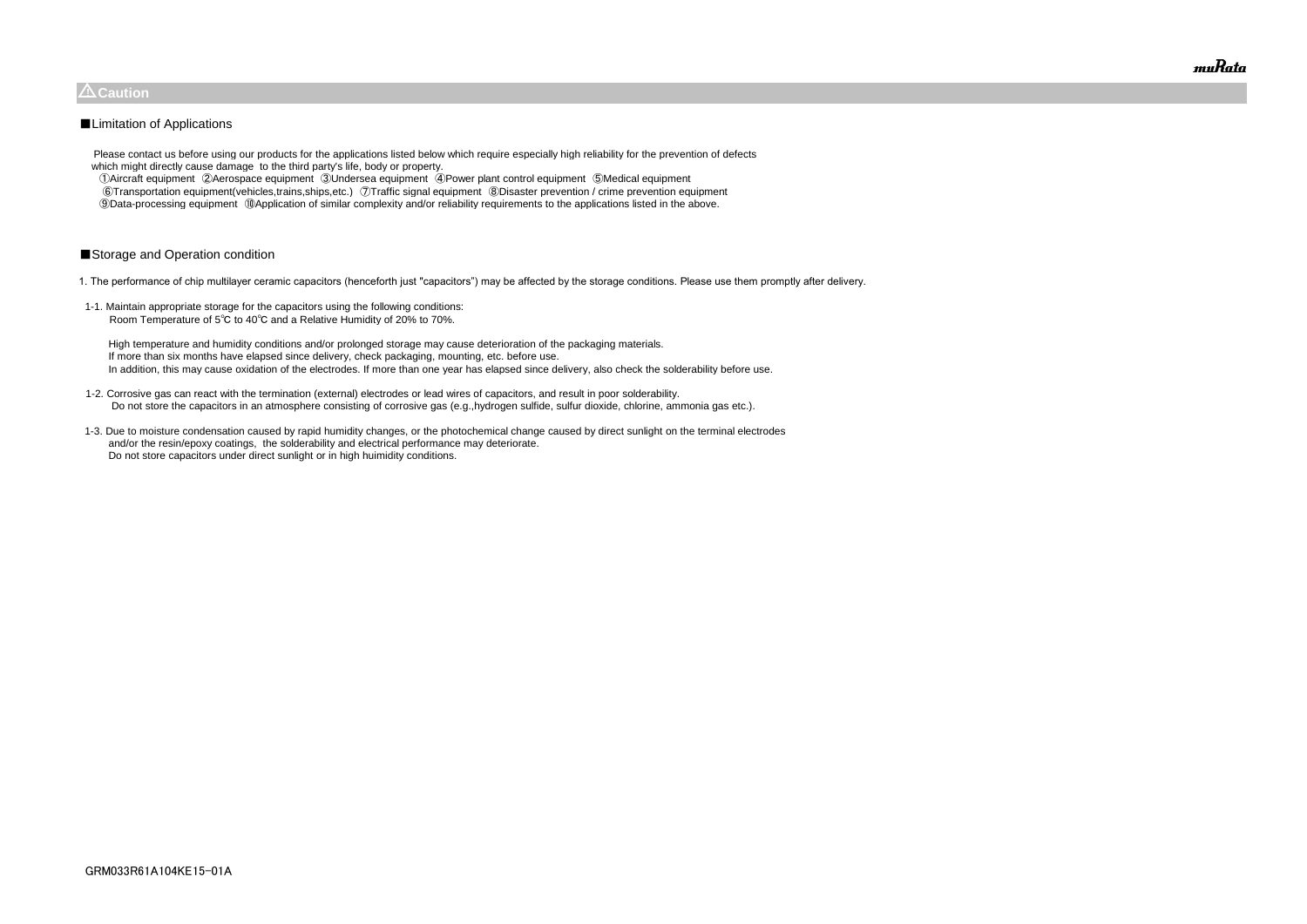## ⚠Caution

### ■Limitation of Applications

Please contact us before using our products for the applications listed below which require especially high reliability for the prevention of defects which might directly cause damage to the third party's life, body or property.

①Aircraft equipment ②Aerospace equipment ③Undersea equipment ④Power plant control equipment ⑤Medical equipment
⑥Transportation equipment(vehicles,trains,ships,etc.) ⑦Traffic signal equipment ⑧Disaster prevention / crime prevention equipment
⑨Data-processing equipment ⑩Application of similar complexity and/or reliability requirements to the applications listed in the above.

### ■Storage and Operation condition

1. The performance of chip multilayer ceramic capacitors (henceforth just "capacitors") may be affected by the storage conditions. Please use them promptly after delivery.

1-1. Maintain appropriate storage for the capacitors using the following conditions:
Room Temperature of 5℃ to 40℃ and a Relative Humidity of 20% to 70%.

High temperature and humidity conditions and/or prolonged storage may cause deterioration of the packaging materials.
If more than six months have elapsed since delivery, check packaging, mounting, etc. before use.
In addition, this may cause oxidation of the electrodes. If more than one year has elapsed since delivery, also check the solderability before use.

1-2. Corrosive gas can react with the termination (external) electrodes or lead wires of capacitors, and result in poor solderability.
Do not store the capacitors in an atmosphere consisting of corrosive gas (e.g.,hydrogen sulfide, sulfur dioxide, chlorine, ammonia gas etc.).

1-3. Due to moisture condensation caused by rapid humidity changes, or the photochemical change caused by direct sunlight on the terminal electrodes and/or the resin/epoxy coatings, the solderability and electrical performance may deteriorate.
Do not store capacitors under direct sunlight or in high huimidity conditions.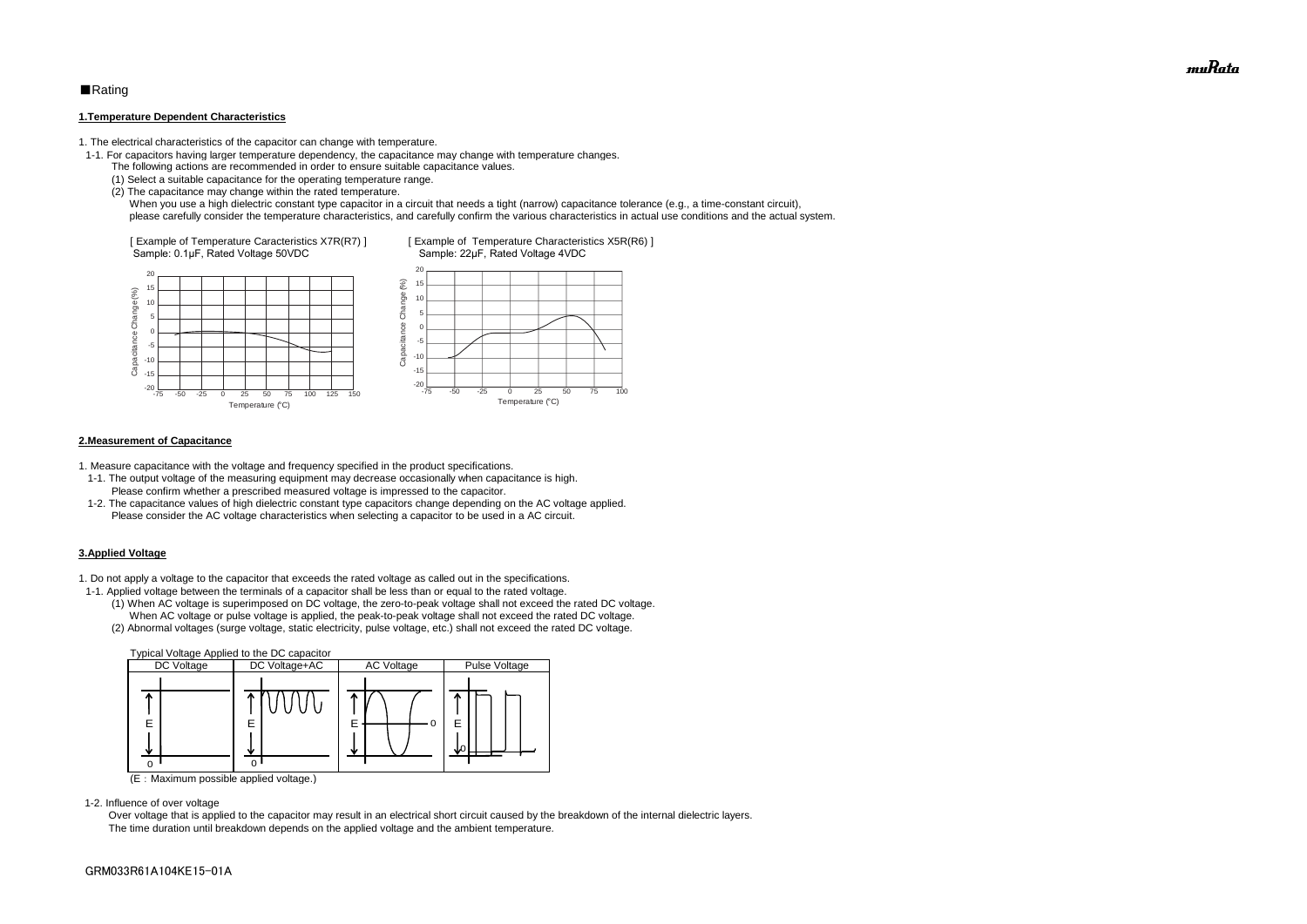■Rating

**1.Temperature Dependent Characteristics**

1. The electrical characteristics of the capacitor can change with temperature.
  1-1. For capacitors having larger temperature dependency, the capacitance may change with temperature changes.
    The following actions are recommended in order to ensure suitable capacitance values.
    (1) Select a suitable capacitance for the operating temperature range.
    (2) The capacitance may change within the rated temperature.
    When you use a high dielectric constant type capacitor in a circuit that needs a tight (narrow) capacitance tolerance (e.g., a time-constant circuit), please carefully consider the temperature characteristics, and carefully confirm the various characteristics in actual use conditions and the actual system.

[ Example of Temperature Caracteristics X7R(R7) ]
Sample: 0.1μF, Rated Voltage 50VDC

[ Example of Temperature Characteristics X5R(R6) ]
Sample: 22μF, Rated Voltage 4VDC

**2.Measurement of Capacitance**

1. Measure capacitance with the voltage and frequency specified in the product specifications.
  1-1. The output voltage of the measuring equipment may decrease occasionally when capacitance is high.
    Please confirm whether a prescribed measured voltage is impressed to the capacitor.
  1-2. The capacitance values of high dielectric constant type capacitors change depending on the AC voltage applied.
    Please consider the AC voltage characteristics when selecting a capacitor to be used in a AC circuit.

**3.Applied Voltage**

1. Do not apply a voltage to the capacitor that exceeds the rated voltage as called out in the specifications.
  1-1. Applied voltage between the terminals of a capacitor shall be less than or equal to the rated voltage.
    (1) When AC voltage is superimposed on DC voltage, the zero-to-peak voltage shall not exceed the rated DC voltage.
    When AC voltage or pulse voltage is applied, the peak-to-peak voltage shall not exceed the rated DC voltage.
    (2) Abnormal voltages (surge voltage, static electricity, pulse voltage, etc.) shall not exceed the rated DC voltage.

Typical Voltage Applied to the DC capacitor

| DC Voltage | DC Voltage+AC | AC Voltage | Pulse Voltage |
|---|---|---|---|
| E | E | E | E |

(E：Maximum possible applied voltage.)

  1-2. Influence of over voltage
    Over voltage that is applied to the capacitor may result in an electrical short circuit caused by the breakdown of the internal dielectric layers.
    The time duration until breakdown depends on the applied voltage and the ambient temperature.

GRM033R61A104KE15-01A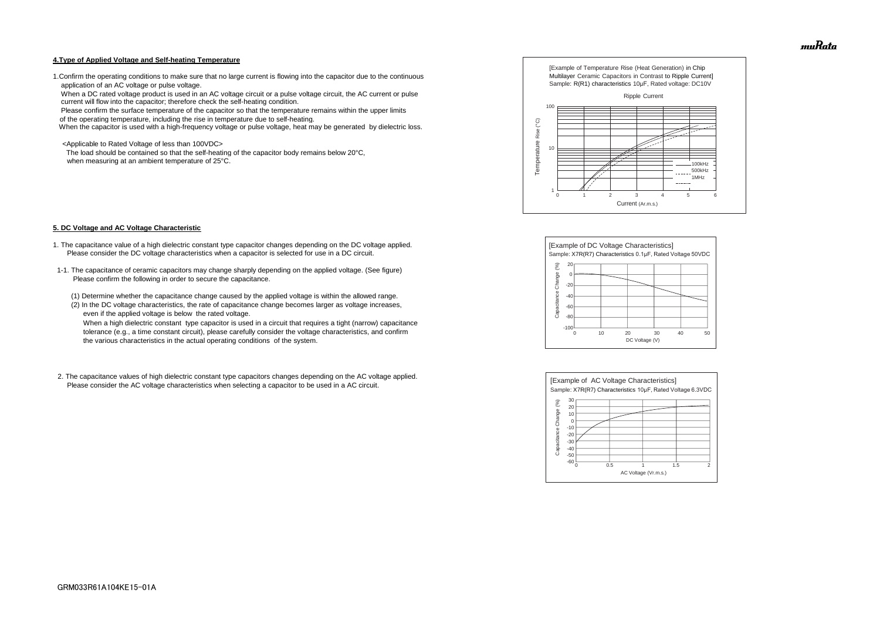## 4.Type of Applied Voltage and Self-heating Temperature

1.Confirm the operating conditions to make sure that no large current is flowing into the capacitor due to the continuous application of an AC voltage or pulse voltage.
When a DC rated voltage product is used in an AC voltage circuit or a pulse voltage circuit, the AC current or pulse current will flow into the capacitor; therefore check the self-heating condition.
Please confirm the surface temperature of the capacitor so that the temperature remains within the upper limits of the operating temperature, including the rise in temperature due to self-heating.
When the capacitor is used with a high-frequency voltage or pulse voltage, heat may be generated by dielectric loss.

<Applicable to Rated Voltage of less than 100VDC>
The load should be contained so that the self-heating of the capacitor body remains below 20°C, when measuring at an ambient temperature of 25°C.

[Example of Temperature Rise (Heat Generation) in Chip Multilayer Ceramic Capacitors in Contrast to Ripple Current]
Sample: R(R1) characteristics 10μF, Rated voltage: DC10V

## 5. DC Voltage and AC Voltage Characteristic

1. The capacitance value of a high dielectric constant type capacitor changes depending on the DC voltage applied. Please consider the DC voltage characteristics when a capacitor is selected for use in a DC circuit.

1-1. The capacitance of ceramic capacitors may change sharply depending on the applied voltage. (See figure)
Please confirm the following in order to secure the capacitance.

(1) Determine whether the capacitance change caused by the applied voltage is within the allowed range.
(2) In the DC voltage characteristics, the rate of capacitance change becomes larger as voltage increases, even if the applied voltage is below the rated voltage.
When a high dielectric constant type capacitor is used in a circuit that requires a tight (narrow) capacitance tolerance (e.g., a time constant circuit), please carefully consider the voltage characteristics, and confirm the various characteristics in the actual operating conditions of the system.

[Example of DC Voltage Characteristics]
Sample: X7R(R7) Characteristics 0.1μF, Rated Voltage 50VDC

2. The capacitance values of high dielectric constant type capacitors changes depending on the AC voltage applied. Please consider the AC voltage characteristics when selecting a capacitor to be used in a AC circuit.

[Example of AC Voltage Characteristics]
Sample: X7R(R7) Characteristics 10μF, Rated Voltage 6.3VDC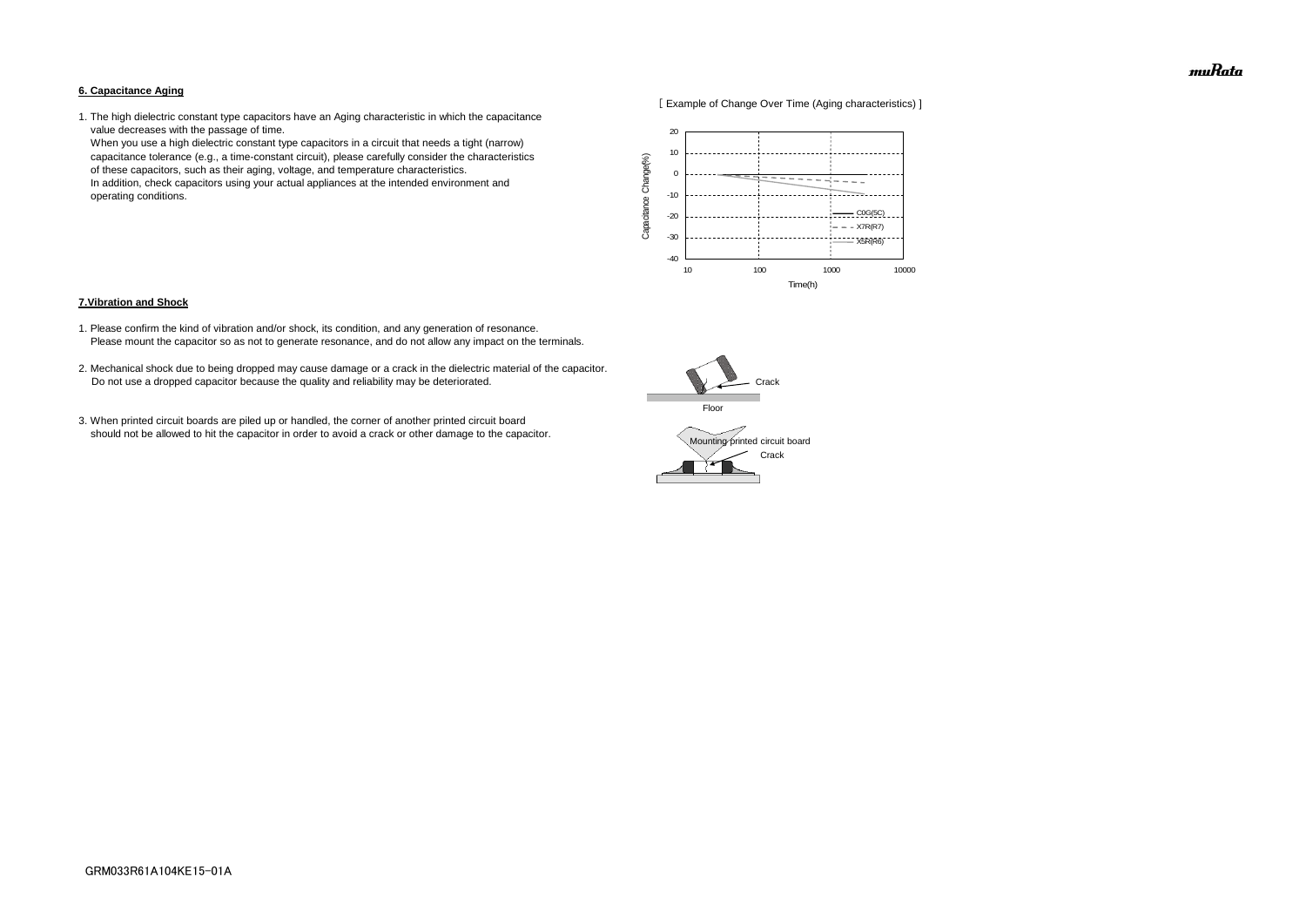### 6. Capacitance Aging

1. The high dielectric constant type capacitors have an Aging characteristic in which the capacitance value decreases with the passage of time.
   When you use a high dielectric constant type capacitors in a circuit that needs a tight (narrow) capacitance tolerance (e.g., a time-constant circuit), please carefully consider the characteristics of these capacitors, such as their aging, voltage, and temperature characteristics.
   In addition, check capacitors using your actual appliances at the intended environment and operating conditions.

[ Example of Change Over Time (Aging characteristics) ]

### 7.Vibration and Shock

1. Please confirm the kind of vibration and/or shock, its condition, and any generation of resonance.
   Please mount the capacitor so as not to generate resonance, and do not allow any impact on the terminals.

2. Mechanical shock due to being dropped may cause damage or a crack in the dielectric material of the capacitor.
   Do not use a dropped capacitor because the quality and reliability may be deteriorated.

3. When printed circuit boards are piled up or handled, the corner of another printed circuit board should not be allowed to hit the capacitor in order to avoid a crack or other damage to the capacitor.

GRM033R61A104KE15-01A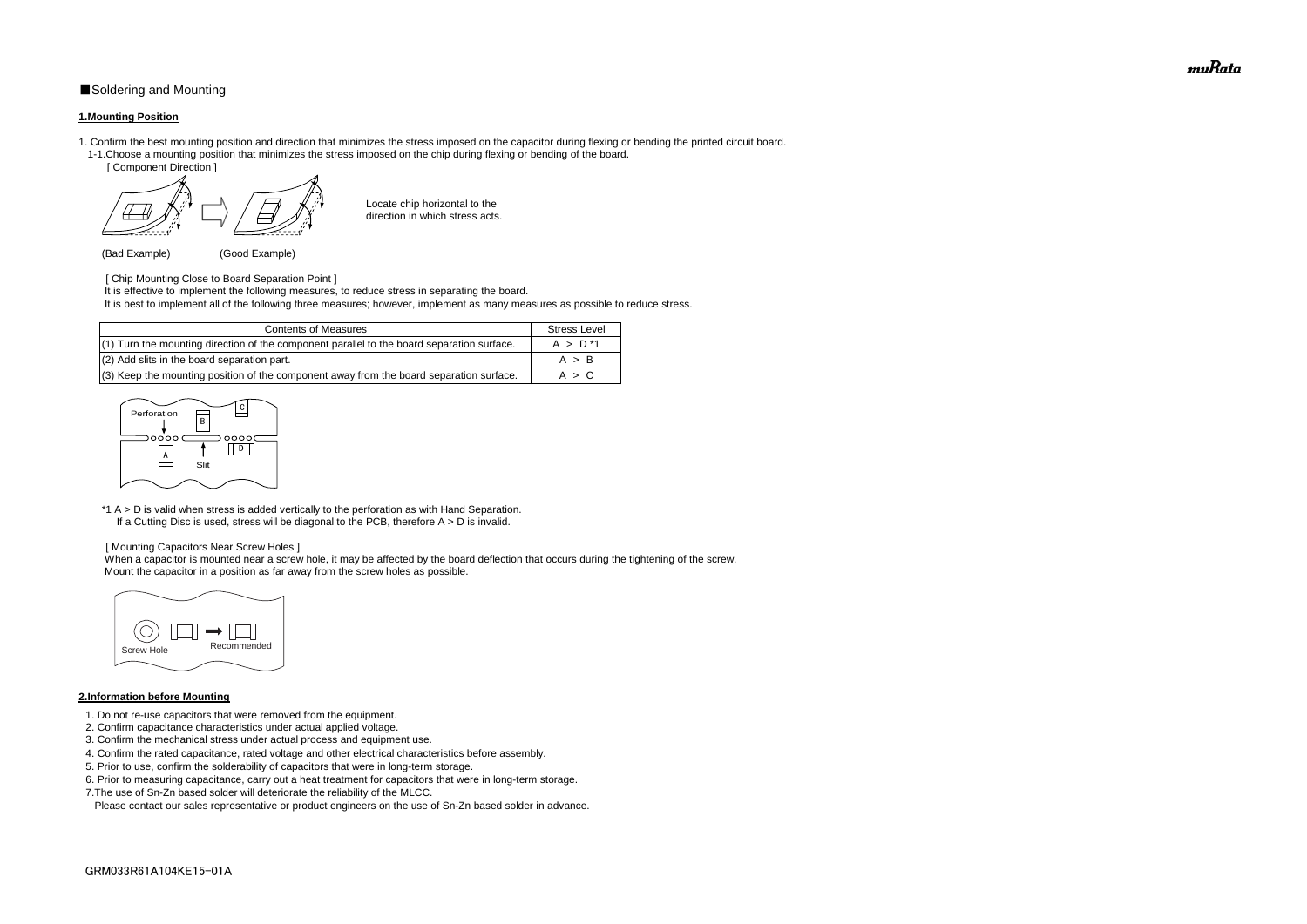## ■Soldering and Mounting

### 1.Mounting Position

1. Confirm the best mounting position and direction that minimizes the stress imposed on the capacitor during flexing or bending the printed circuit board.
   1-1.Choose a mounting position that minimizes the stress imposed on the chip during flexing or bending of the board.

[ Component Direction ]

Locate chip horizontal to the direction in which stress acts.

(Bad Example) (Good Example)

[ Chip Mounting Close to Board Separation Point ]

It is effective to implement the following measures, to reduce stress in separating the board.

It is best to implement all of the following three measures; however, implement as many measures as possible to reduce stress.

| Contents of Measures | Stress Level |
|---|---|
| (1) Turn the mounting direction of the component parallel to the board separation surface. | A > D *1 |
| (2) Add slits in the board separation part. | A > B |
| (3) Keep the mounting position of the component away from the board separation surface. | A > C |

Perforation C B A D Slit

*1 A > D is valid when stress is added vertically to the perforation as with Hand Separation.
If a Cutting Disc is used, stress will be diagonal to the PCB, therefore A > D is invalid.

[ Mounting Capacitors Near Screw Holes ]

When a capacitor is mounted near a screw hole, it may be affected by the board deflection that occurs during the tightening of the screw.
Mount the capacitor in a position as far away from the screw holes as possible.

Screw Hole Recommended

### 2.Information before Mounting

1. Do not re-use capacitors that were removed from the equipment.
2. Confirm capacitance characteristics under actual applied voltage.
3. Confirm the mechanical stress under actual process and equipment use.
4. Confirm the rated capacitance, rated voltage and other electrical characteristics before assembly.
5. Prior to use, confirm the solderability of capacitors that were in long-term storage.
6. Prior to measuring capacitance, carry out a heat treatment for capacitors that were in long-term storage.
7. The use of Sn-Zn based solder will deteriorate the reliability of the MLCC.
   Please contact our sales representative or product engineers on the use of Sn-Zn based solder in advance.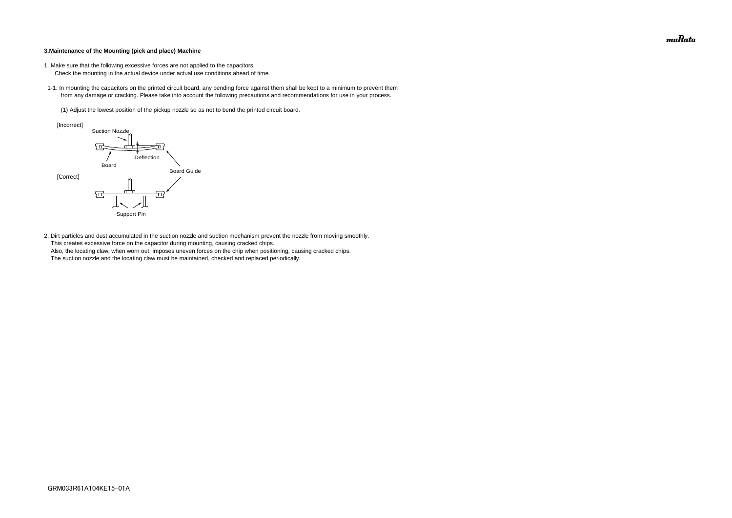**3.Maintenance of the Mounting (pick and place) Machine**

1. Make sure that the following excessive forces are not applied to the capacitors.
   Check the mounting in the actual device under actual use conditions ahead of time.

1-1. In mounting the capacitors on the printed circuit board, any bending force against them shall be kept to a minimum to prevent them from any damage or cracking. Please take into account the following precautions and recommendations for use in your process.

(1) Adjust the lowest position of the pickup nozzle so as not to bend the printed circuit board.

[Incorrect]

Suction Nozzle

Deflection

Board

Board Guide

[Correct]

Support Pin

2. Dirt particles and dust accumulated in the suction nozzle and suction mechanism prevent the nozzle from moving smoothly.
   This creates excessive force on the capacitor during mounting, causing cracked chips.
   Also, the locating claw, when worn out, imposes uneven forces on the chip when positioning, causing cracked chips.
   The suction nozzle and the locating claw must be maintained, checked and replaced periodically.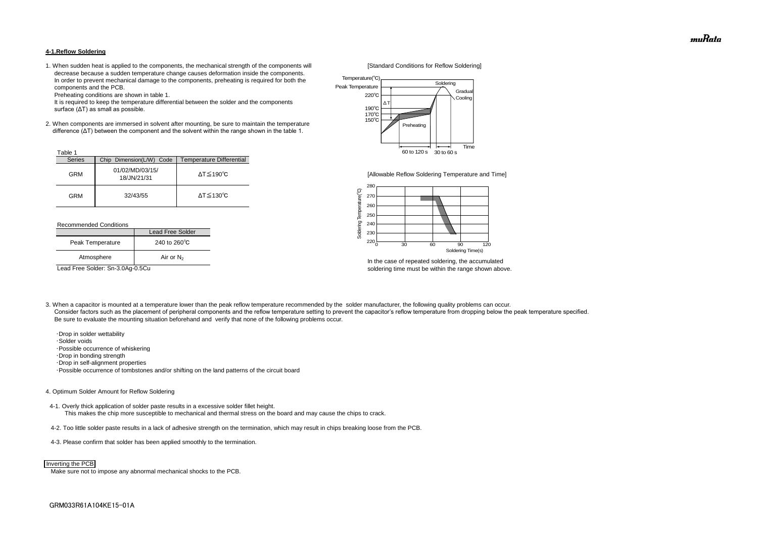#### 4-1.Reflow Soldering

1. When sudden heat is applied to the components, the mechanical strength of the components will decrease because a sudden temperature change causes deformation inside the components. In order to prevent mechanical damage to the components, preheating is required for both the components and the PCB.
   Preheating conditions are shown in table 1.
   It is required to keep the temperature differential between the solder and the components surface (ΔT) as small as possible.

2. When components are immersed in solvent after mounting, be sure to maintain the temperature difference (ΔT) between the component and the solvent within the range shown in the table 1.

Table 1

| Series | Chip Dimension(L/W) Code | Temperature Differential |
|---|---|---|
| GRM | 01/02/MD/03/15/ 18/JN/21/31 | ΔT≦190℃ |
| GRM | 32/43/55 | ΔT≦130℃ |

Recommended Conditions

| | Lead Free Solder |
|---|---|
| Peak Temperature | 240 to 260℃ |
| Atmosphere | Air or $N_2$ |

Lead Free Solder: Sn-3.0Ag-0.5Cu

[Standard Conditions for Reflow Soldering]

[Allowable Reflow Soldering Temperature and Time]

In the case of repeated soldering, the accumulated soldering time must be within the range shown above.

3. When a capacitor is mounted at a temperature lower than the peak reflow temperature recommended by the solder manufacturer, the following quality problems can occur.
   Consider factors such as the placement of peripheral components and the reflow temperature setting to prevent the capacitor's reflow temperature from dropping below the peak temperature specified.
   Be sure to evaluate the mounting situation beforehand and verify that none of the following problems occur.

   ・Drop in solder wettability
   ・Solder voids
   ・Possible occurrence of whiskering
   ・Drop in bonding strength
   ・Drop in self-alignment properties
   ・Possible occurrence of tombstones and/or shifting on the land patterns of the circuit board

4. Optimum Solder Amount for Reflow Soldering

   4-1. Overly thick application of solder paste results in a excessive solder fillet height.
   This makes the chip more susceptible to mechanical and thermal stress on the board and may cause the chips to crack.

   4-2. Too little solder paste results in a lack of adhesive strength on the termination, which may result in chips breaking loose from the PCB.

   4-3. Please confirm that solder has been applied smoothly to the termination.

Inverting the PCB

Make sure not to impose any abnormal mechanical shocks to the PCB.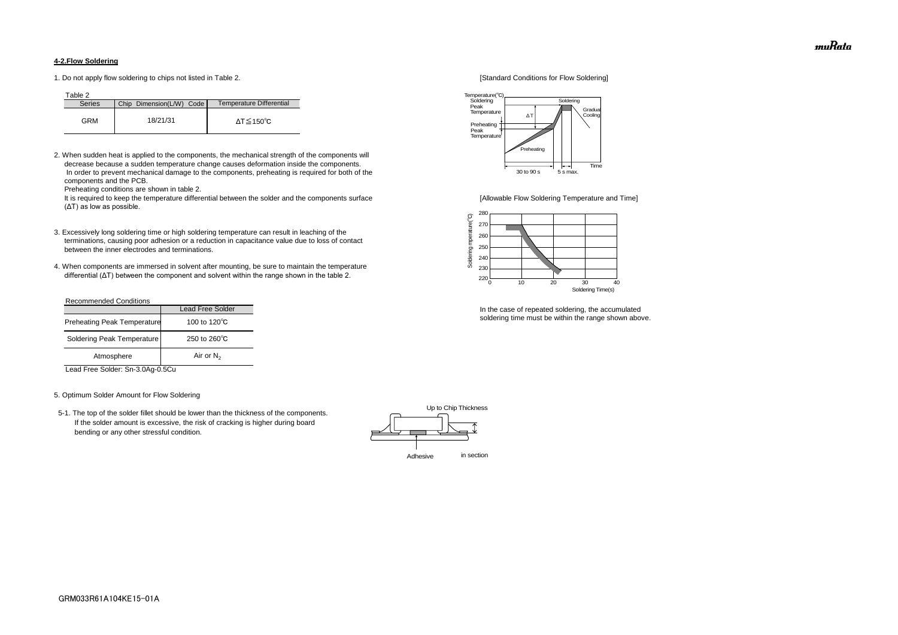#### 4-2.Flow Soldering

1. Do not apply flow soldering to chips not listed in Table 2.

Table 2

| Series | Chip Dimension(L/W) Code | Temperature Differential |
|---|---|---|
| GRM | 18/21/31 | ΔT≦150℃ |

2. When sudden heat is applied to the components, the mechanical strength of the components will decrease because a sudden temperature change causes deformation inside the components.
   In order to prevent mechanical damage to the components, preheating is required for both of the components and the PCB.
   Preheating conditions are shown in table 2.
   It is required to keep the temperature differential between the solder and the components surface (ΔT) as low as possible.

3. Excessively long soldering time or high soldering temperature can result in leaching of the terminations, causing poor adhesion or a reduction in capacitance value due to loss of contact between the inner electrodes and terminations.

4. When components are immersed in solvent after mounting, be sure to maintain the temperature differential (ΔT) between the component and solvent within the range shown in the table 2.

Recommended Conditions

| | Lead Free Solder |
|---|---|
| Preheating Peak Temperature | 100 to 120℃ |
| Soldering Peak Temperature | 250 to 260℃ |
| Atmosphere | Air or $N_2$ |

Lead Free Solder: Sn-3.0Ag-0.5Cu

[Standard Conditions for Flow Soldering]

Temperature(℃) — Soldering Peak Temperature — Preheating Peak Temperature — Preheating — Soldering — Gradual Cooling — ΔT — 30 to 90 s — 5 s max. — Time

[Allowable Flow Soldering Temperature and Time]

Soldering Temperature(℃): 220–280 ; Soldering Time(s): 0–40

In the case of repeated soldering, the accumulated soldering time must be within the range shown above.

5. Optimum Solder Amount for Flow Soldering

5-1. The top of the solder fillet should be lower than the thickness of the components.
If the solder amount is excessive, the risk of cracking is higher during board bending or any other stressful condition.

Up to Chip Thickness — Adhesive — in section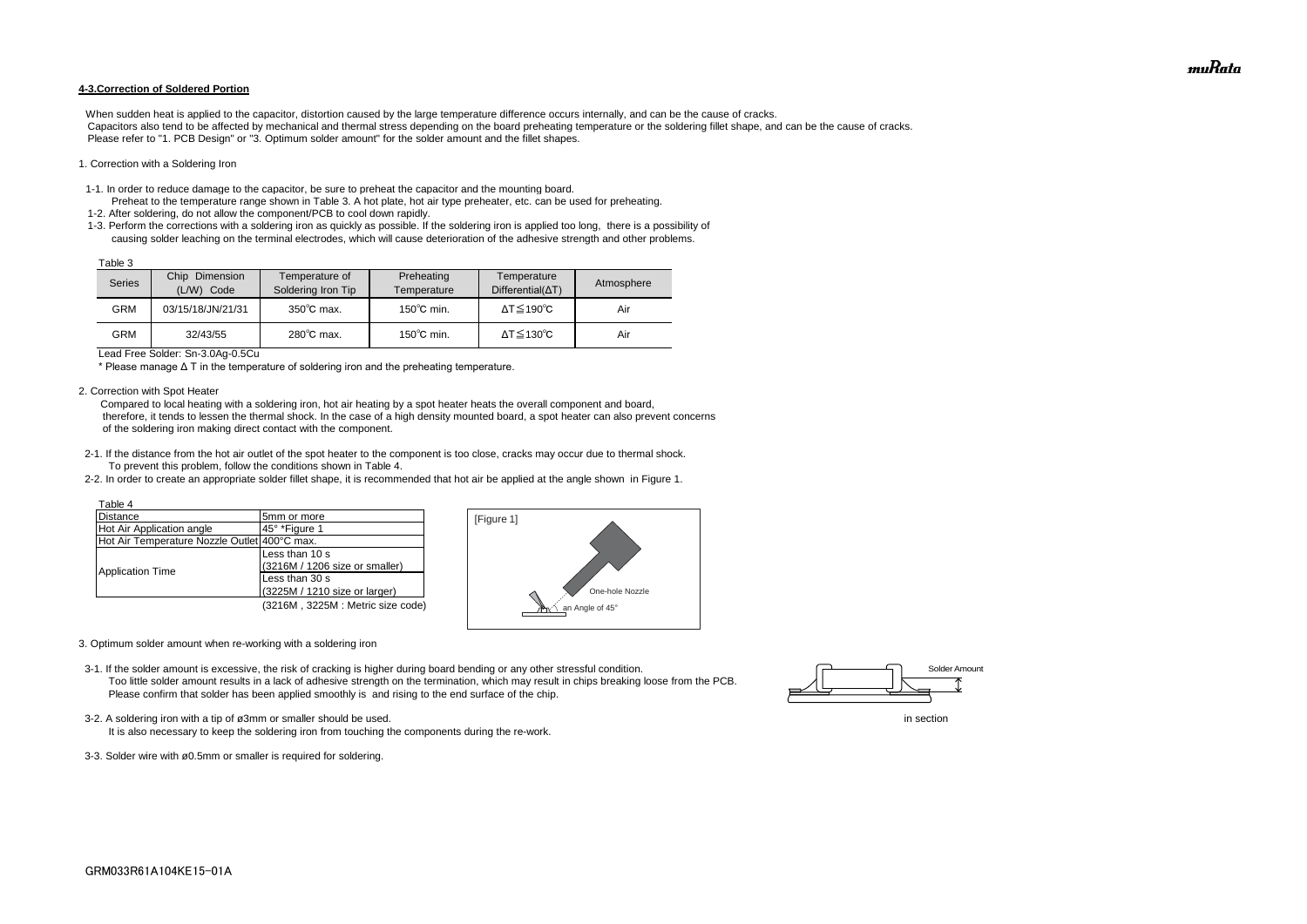## 4-3.Correction of Soldered Portion

When sudden heat is applied to the capacitor, distortion caused by the large temperature difference occurs internally, and can be the cause of cracks.
Capacitors also tend to be affected by mechanical and thermal stress depending on the board preheating temperature or the soldering fillet shape, and can be the cause of cracks.
Please refer to "1. PCB Design" or "3. Optimum solder amount" for the solder amount and the fillet shapes.

1. Correction with a Soldering Iron

1-1. In order to reduce damage to the capacitor, be sure to preheat the capacitor and the mounting board.
Preheat to the temperature range shown in Table 3. A hot plate, hot air type preheater, etc. can be used for preheating.
1-2. After soldering, do not allow the component/PCB to cool down rapidly.
1-3. Perform the corrections with a soldering iron as quickly as possible. If the soldering iron is applied too long, there is a possibility of causing solder leaching on the terminal electrodes, which will cause deterioration of the adhesive strength and other problems.

Table 3

| Series | Chip Dimension (L/W) Code | Temperature of Soldering Iron Tip | Preheating Temperature | Temperature Differential(ΔT) | Atmosphere |
|---|---|---|---|---|---|
| GRM | 03/15/18/JN/21/31 | 350℃ max. | 150℃ min. | ΔT≦190℃ | Air |
| GRM | 32/43/55 | 280℃ max. | 150℃ min. | ΔT≦130℃ | Air |

Lead Free Solder: Sn-3.0Ag-0.5Cu

* Please manage Δ T in the temperature of soldering iron and the preheating temperature.

2. Correction with Spot Heater

Compared to local heating with a soldering iron, hot air heating by a spot heater heats the overall component and board, therefore, it tends to lessen the thermal shock. In the case of a high density mounted board, a spot heater can also prevent concerns of the soldering iron making direct contact with the component.

2-1. If the distance from the hot air outlet of the spot heater to the component is too close, cracks may occur due to thermal shock.
To prevent this problem, follow the conditions shown in Table 4.
2-2. In order to create an appropriate solder fillet shape, it is recommended that hot air be applied at the angle shown in Figure 1.

Table 4

| | |
|---|---|
| Distance | 5mm or more |
| Hot Air Application angle | 45° *Figure 1 |
| Hot Air Temperature Nozzle Outlet | 400°C max. |
| Application Time | Less than 10 s (3216M / 1206 size or smaller) |
| | Less than 30 s (3225M / 1210 size or larger) |

(3216M , 3225M : Metric size code)

[Figure 1]

One-hole Nozzle

an Angle of 45°

3. Optimum solder amount when re-working with a soldering iron

3-1. If the solder amount is excessive, the risk of cracking is higher during board bending or any other stressful condition.
Too little solder amount results in a lack of adhesive strength on the termination, which may result in chips breaking loose from the PCB.
Please confirm that solder has been applied smoothly is and rising to the end surface of the chip.

Solder Amount

in section

3-2. A soldering iron with a tip of ø3mm or smaller should be used.
It is also necessary to keep the soldering iron from touching the components during the re-work.

3-3. Solder wire with ø0.5mm or smaller is required for soldering.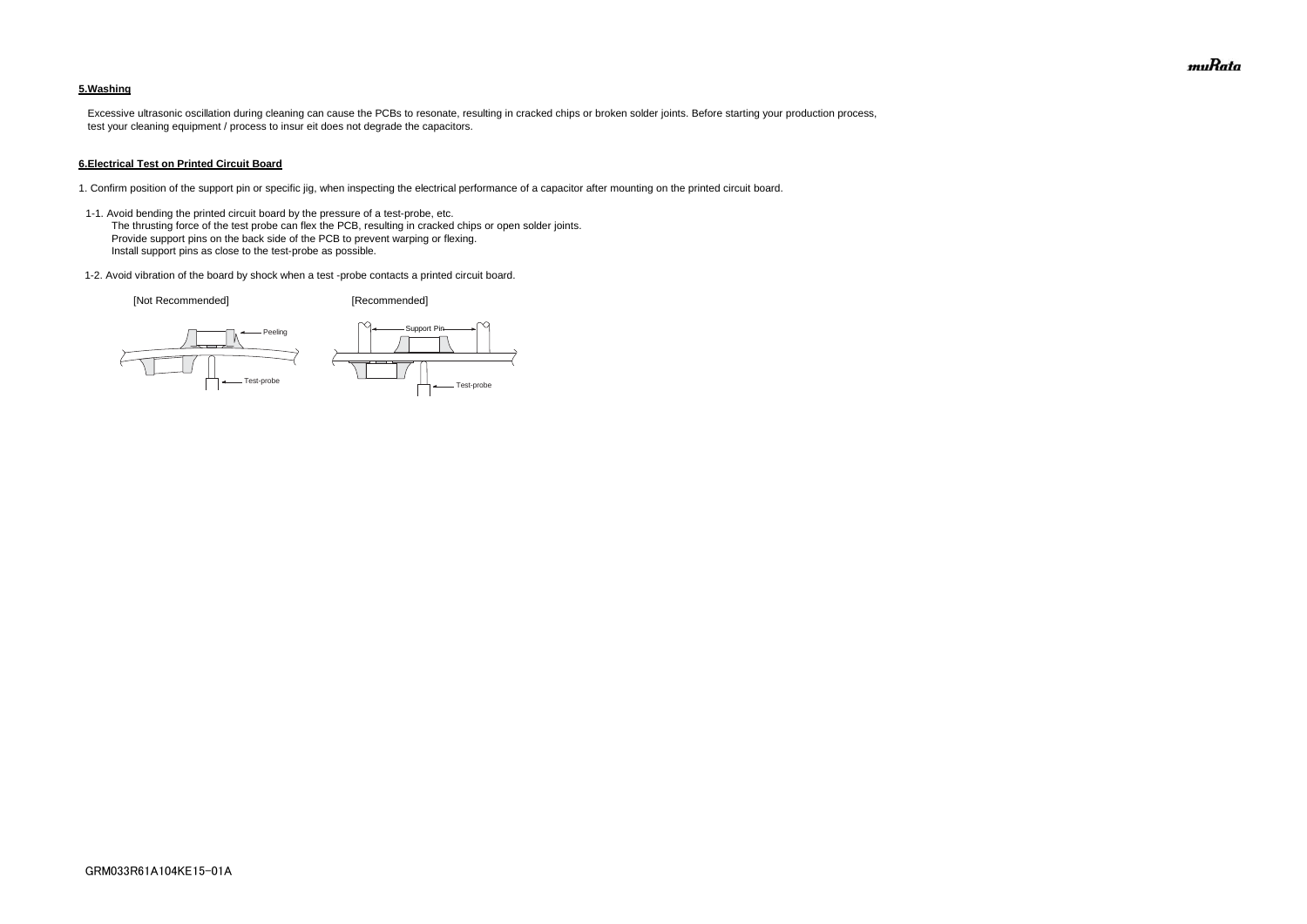**5.Washing**

Excessive ultrasonic oscillation during cleaning can cause the PCBs to resonate, resulting in cracked chips or broken solder joints. Before starting your production process, test your cleaning equipment / process to insur eit does not degrade the capacitors.

**6.Electrical Test on Printed Circuit Board**

1. Confirm position of the support pin or specific jig, when inspecting the electrical performance of a capacitor after mounting on the printed circuit board.

1-1. Avoid bending the printed circuit board by the pressure of a test-probe, etc.
The thrusting force of the test probe can flex the PCB, resulting in cracked chips or open solder joints.
Provide support pins on the back side of the PCB to prevent warping or flexing.
Install support pins as close to the test-probe as possible.

1-2. Avoid vibration of the board by shock when a test -probe contacts a printed circuit board.

[Not Recommended] [Recommended]

Peeling

Test-probe

Support Pin

Test-probe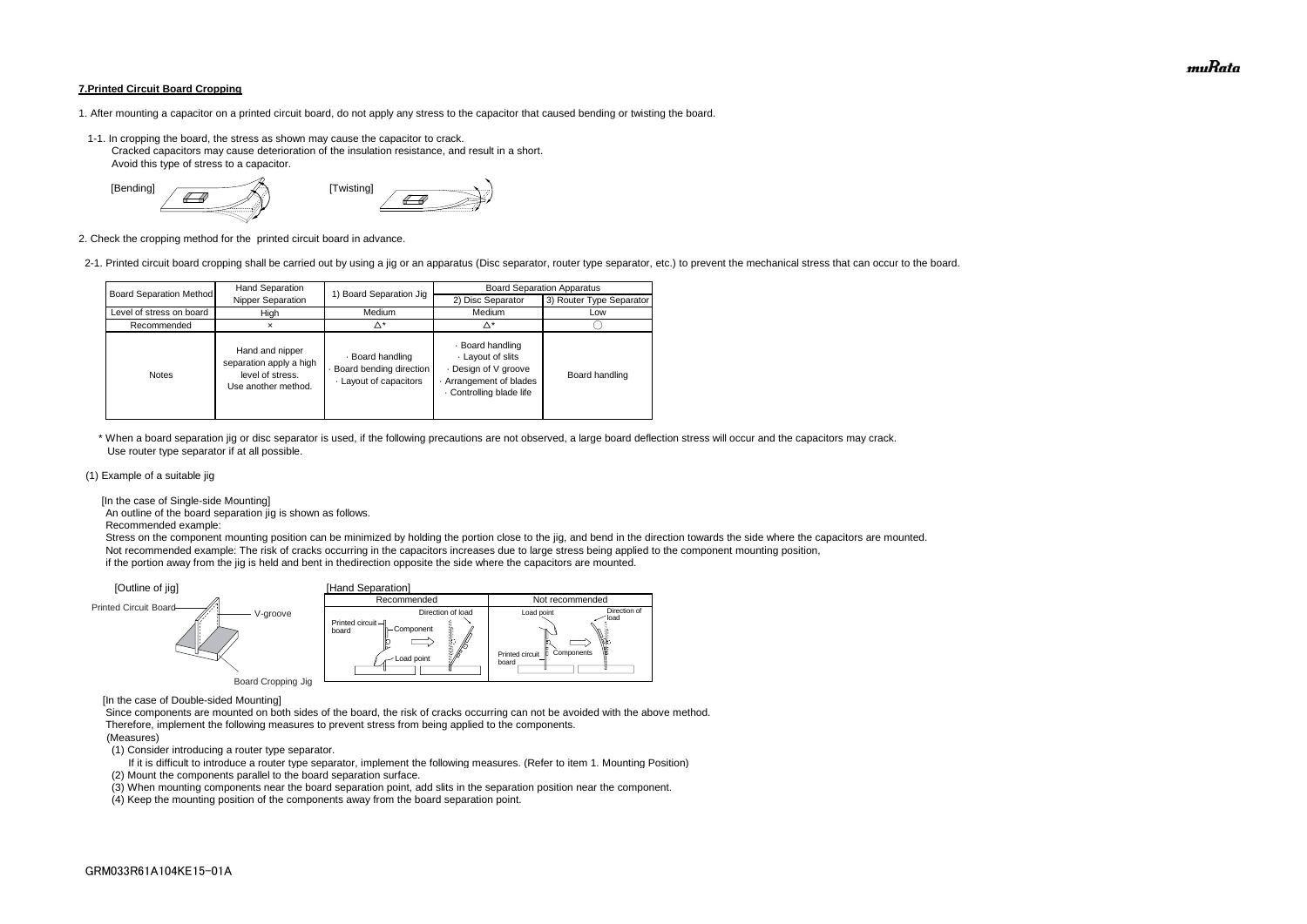## 7.Printed Circuit Board Cropping

1. After mounting a capacitor on a printed circuit board, do not apply any stress to the capacitor that caused bending or twisting the board.

1-1. In cropping the board, the stress as shown may cause the capacitor to crack.
Cracked capacitors may cause deterioration of the insulation resistance, and result in a short.
Avoid this type of stress to a capacitor.

[Bending] [Twisting]

2. Check the cropping method for the printed circuit board in advance.

2-1. Printed circuit board cropping shall be carried out by using a jig or an apparatus (Disc separator, router type separator, etc.) to prevent the mechanical stress that can occur to the board.

| Board Separation Method | Hand Separation Nipper Separation | 1) Board Separation Jig | Board Separation Apparatus | |
|---|---|---|---|---|
| | | | 2) Disc Separator | 3) Router Type Separator |
| Level of stress on board | High | Medium | Medium | Low |
| Recommended | × | △* | △* | ○ |
| Notes | Hand and nipper separation apply a high level of stress. Use another method. | · Board handling · Board bending direction · Layout of capacitors | · Board handling · Layout of slits · Design of V groove · Arrangement of blades · Controlling blade life | Board handling |

\* When a board separation jig or disc separator is used, if the following precautions are not observed, a large board deflection stress will occur and the capacitors may crack.
Use router type separator if at all possible.

(1) Example of a suitable jig

[In the case of Single-side Mounting]
An outline of the board separation jig is shown as follows.
Recommended example:
Stress on the component mounting position can be minimized by holding the portion close to the jig, and bend in the direction towards the side where the capacitors are mounted.
Not recommended example: The risk of cracks occurring in the capacitors increases due to large stress being applied to the component mounting position,
if the portion away from the jig is held and bent in thedirection opposite the side where the capacitors are mounted.

[Outline of jig] Printed Circuit Board, V-groove, Board Cropping Jig

[Hand Separation]

| Recommended | Not recommended |
|---|---|
| Printed circuit board, Component, Load point, Direction of load | Load point, Direction of load, Printed circuit board, Components |

[In the case of Double-sided Mounting]
Since components are mounted on both sides of the board, the risk of cracks occurring can not be avoided with the above method.
Therefore, implement the following measures to prevent stress from being applied to the components.
(Measures)
(1) Consider introducing a router type separator.
If it is difficult to introduce a router type separator, implement the following measures. (Refer to item 1. Mounting Position)
(2) Mount the components parallel to the board separation surface.
(3) When mounting components near the board separation point, add slits in the separation position near the component.
(4) Keep the mounting position of the components away from the board separation point.

GRM033R61A104KE15-01A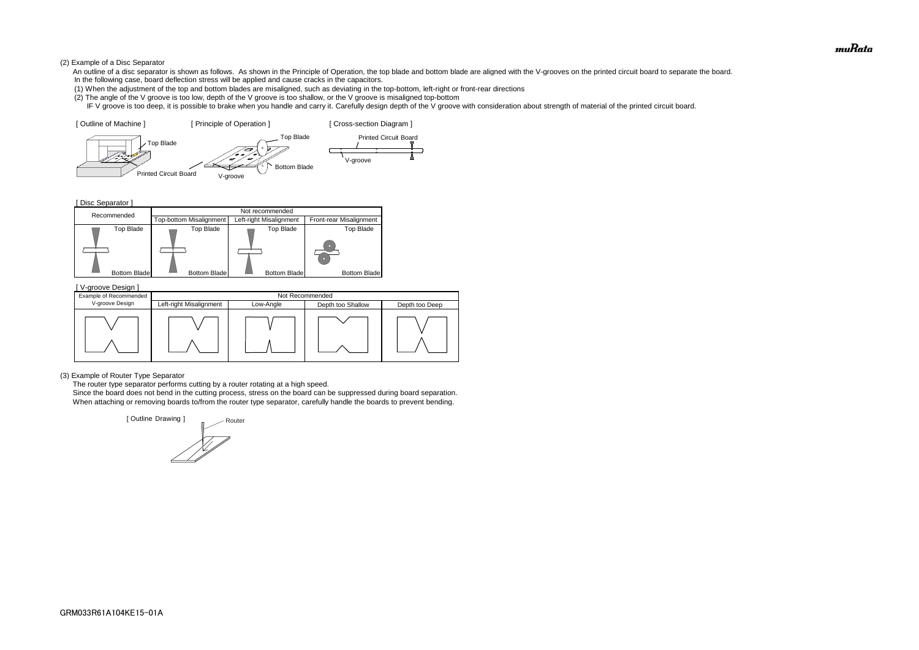(2) Example of a Disc Separator

An outline of a disc separator is shown as follows. As shown in the Principle of Operation, the top blade and bottom blade are aligned with the V-grooves on the printed circuit board to separate the board.
In the following case, board deflection stress will be applied and cause cracks in the capacitors.

(1) When the adjustment of the top and bottom blades are misaligned, such as deviating in the top-bottom, left-right or front-rear directions
(2) The angle of the V groove is too low, depth of the V groove is too shallow, or the V groove is misaligned top-bottom
IF V groove is too deep, it is possible to brake when you handle and carry it. Carefully design depth of the V groove with consideration about strength of material of the printed circuit board.

[ Outline of Machine ] [ Principle of Operation ] [ Cross-section Diagram ]

Top Blade
Printed Circuit Board
Top Blade
Bottom Blade
V-groove
Printed Circuit Board
V-groove

[ Disc Separator ]

| Recommended | Not recommended | | |
|---|---|---|---|
| | Top-bottom Misalignment | Left-right Misalignment | Front-rear Misalignment |
| Top Blade / Bottom Blade | Top Blade / Bottom Blade | Top Blade / Bottom Blade | Top Blade / Bottom Blade |

[ V-groove Design ]

| Example of Recommended V-groove Design | Not Recommended | | | |
|---|---|---|---|---|
| | Left-right Misalignment | Low-Angle | Depth too Shallow | Depth too Deep |

(3) Example of Router Type Separator

The router type separator performs cutting by a router rotating at a high speed.
Since the board does not bend in the cutting process, stress on the board can be suppressed during board separation.
When attaching or removing boards to/from the router type separator, carefully handle the boards to prevent bending.

[ Outline Drawing ]
Router

GRM033R61A104KE15-01A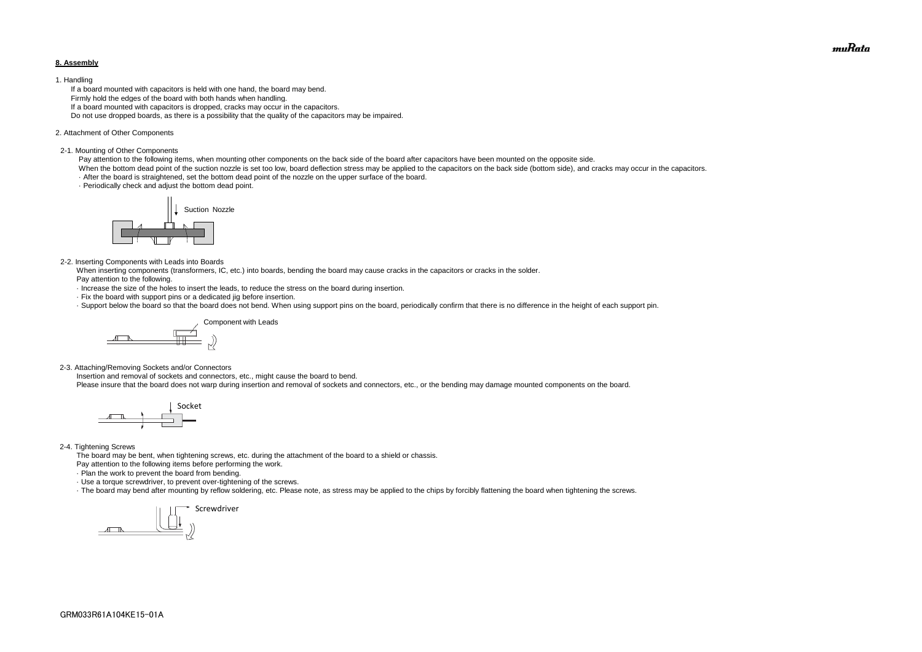## 8. Assembly

1. Handling

If a board mounted with capacitors is held with one hand, the board may bend.
Firmly hold the edges of the board with both hands when handling.
If a board mounted with capacitors is dropped, cracks may occur in the capacitors.
Do not use dropped boards, as there is a possibility that the quality of the capacitors may be impaired.

2. Attachment of Other Components

2-1. Mounting of Other Components

Pay attention to the following items, when mounting other components on the back side of the board after capacitors have been mounted on the opposite side.
When the bottom dead point of the suction nozzle is set too low, board deflection stress may be applied to the capacitors on the back side (bottom side), and cracks may occur in the capacitors.

· After the board is straightened, set the bottom dead point of the nozzle on the upper surface of the board.
· Periodically check and adjust the bottom dead point.

Suction Nozzle

2-2. Inserting Components with Leads into Boards

When inserting components (transformers, IC, etc.) into boards, bending the board may cause cracks in the capacitors or cracks in the solder.
Pay attention to the following.

· Increase the size of the holes to insert the leads, to reduce the stress on the board during insertion.
· Fix the board with support pins or a dedicated jig before insertion.
· Support below the board so that the board does not bend. When using support pins on the board, periodically confirm that there is no difference in the height of each support pin.

Component with Leads

2-3. Attaching/Removing Sockets and/or Connectors

Insertion and removal of sockets and connectors, etc., might cause the board to bend.
Please insure that the board does not warp during insertion and removal of sockets and connectors, etc., or the bending may damage mounted components on the board.

Socket

2-4. Tightening Screws

The board may be bent, when tightening screws, etc. during the attachment of the board to a shield or chassis.
Pay attention to the following items before performing the work.

· Plan the work to prevent the board from bending.
· Use a torque screwdriver, to prevent over-tightening of the screws.
· The board may bend after mounting by reflow soldering, etc. Please note, as stress may be applied to the chips by forcibly flattening the board when tightening the screws.

Screwdriver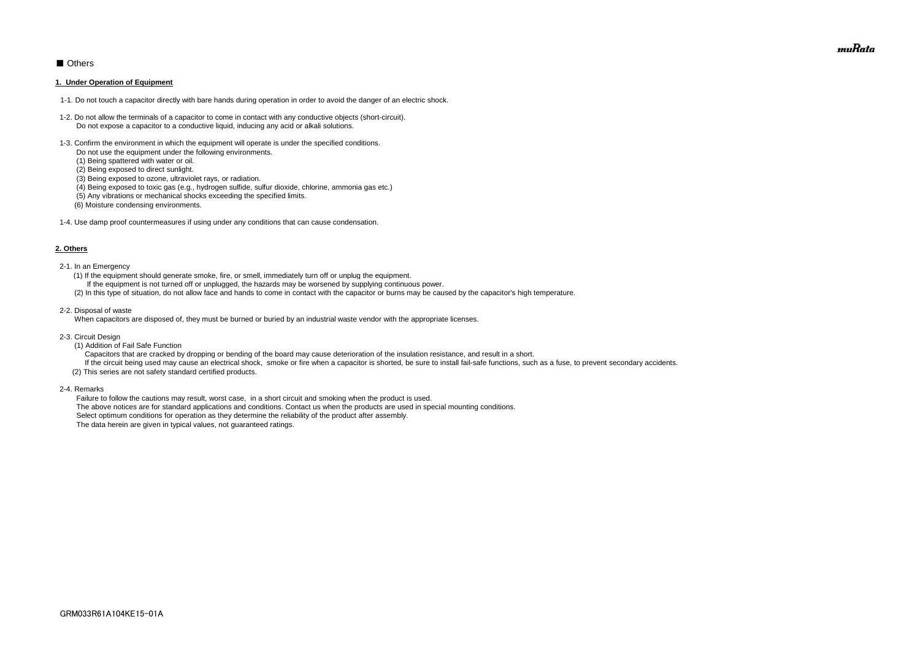■ Others

**1. Under Operation of Equipment**

1-1. Do not touch a capacitor directly with bare hands during operation in order to avoid the danger of an electric shock.

1-2. Do not allow the terminals of a capacitor to come in contact with any conductive objects (short-circuit).
Do not expose a capacitor to a conductive liquid, inducing any acid or alkali solutions.

1-3. Confirm the environment in which the equipment will operate is under the specified conditions.
Do not use the equipment under the following environments.
(1) Being spattered with water or oil.
(2) Being exposed to direct sunlight.
(3) Being exposed to ozone, ultraviolet rays, or radiation.
(4) Being exposed to toxic gas (e.g., hydrogen sulfide, sulfur dioxide, chlorine, ammonia gas etc.)
(5) Any vibrations or mechanical shocks exceeding the specified limits.
(6) Moisture condensing environments.

1-4. Use damp proof countermeasures if using under any conditions that can cause condensation.

**2. Others**

2-1. In an Emergency
(1) If the equipment should generate smoke, fire, or smell, immediately turn off or unplug the equipment.
If the equipment is not turned off or unplugged, the hazards may be worsened by supplying continuous power.
(2) In this type of situation, do not allow face and hands to come in contact with the capacitor or burns may be caused by the capacitor's high temperature.

2-2. Disposal of waste
When capacitors are disposed of, they must be burned or buried by an industrial waste vendor with the appropriate licenses.

2-3. Circuit Design
(1) Addition of Fail Safe Function
Capacitors that are cracked by dropping or bending of the board may cause deterioration of the insulation resistance, and result in a short.
If the circuit being used may cause an electrical shock, smoke or fire when a capacitor is shorted, be sure to install fail-safe functions, such as a fuse, to prevent secondary accidents.
(2) This series are not safety standard certified products.

2-4. Remarks
Failure to follow the cautions may result, worst case, in a short circuit and smoking when the product is used.
The above notices are for standard applications and conditions. Contact us when the products are used in special mounting conditions.
Select optimum conditions for operation as they determine the reliability of the product after assembly.
The data herein are given in typical values, not guaranteed ratings.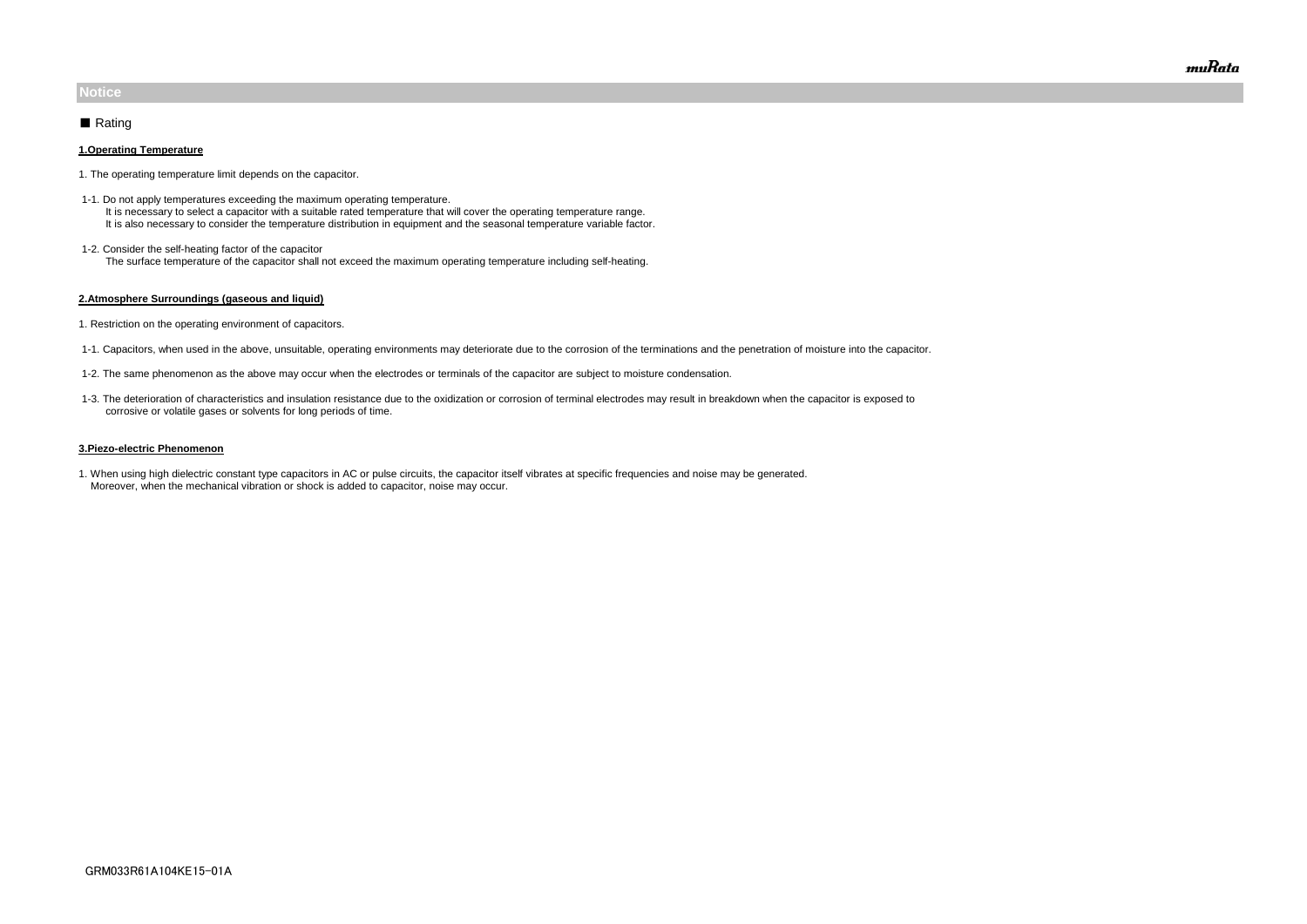## Notice

■ Rating

**1.Operating Temperature**

1. The operating temperature limit depends on the capacitor.

1-1. Do not apply temperatures exceeding the maximum operating temperature.
It is necessary to select a capacitor with a suitable rated temperature that will cover the operating temperature range.
It is also necessary to consider the temperature distribution in equipment and the seasonal temperature variable factor.

1-2. Consider the self-heating factor of the capacitor
The surface temperature of the capacitor shall not exceed the maximum operating temperature including self-heating.

**2.Atmosphere Surroundings (gaseous and liquid)**

1. Restriction on the operating environment of capacitors.

1-1. Capacitors, when used in the above, unsuitable, operating environments may deteriorate due to the corrosion of the terminations and the penetration of moisture into the capacitor.

1-2. The same phenomenon as the above may occur when the electrodes or terminals of the capacitor are subject to moisture condensation.

1-3. The deterioration of characteristics and insulation resistance due to the oxidization or corrosion of terminal electrodes may result in breakdown when the capacitor is exposed to corrosive or volatile gases or solvents for long periods of time.

**3.Piezo-electric Phenomenon**

1. When using high dielectric constant type capacitors in AC or pulse circuits, the capacitor itself vibrates at specific frequencies and noise may be generated.
Moreover, when the mechanical vibration or shock is added to capacitor, noise may occur.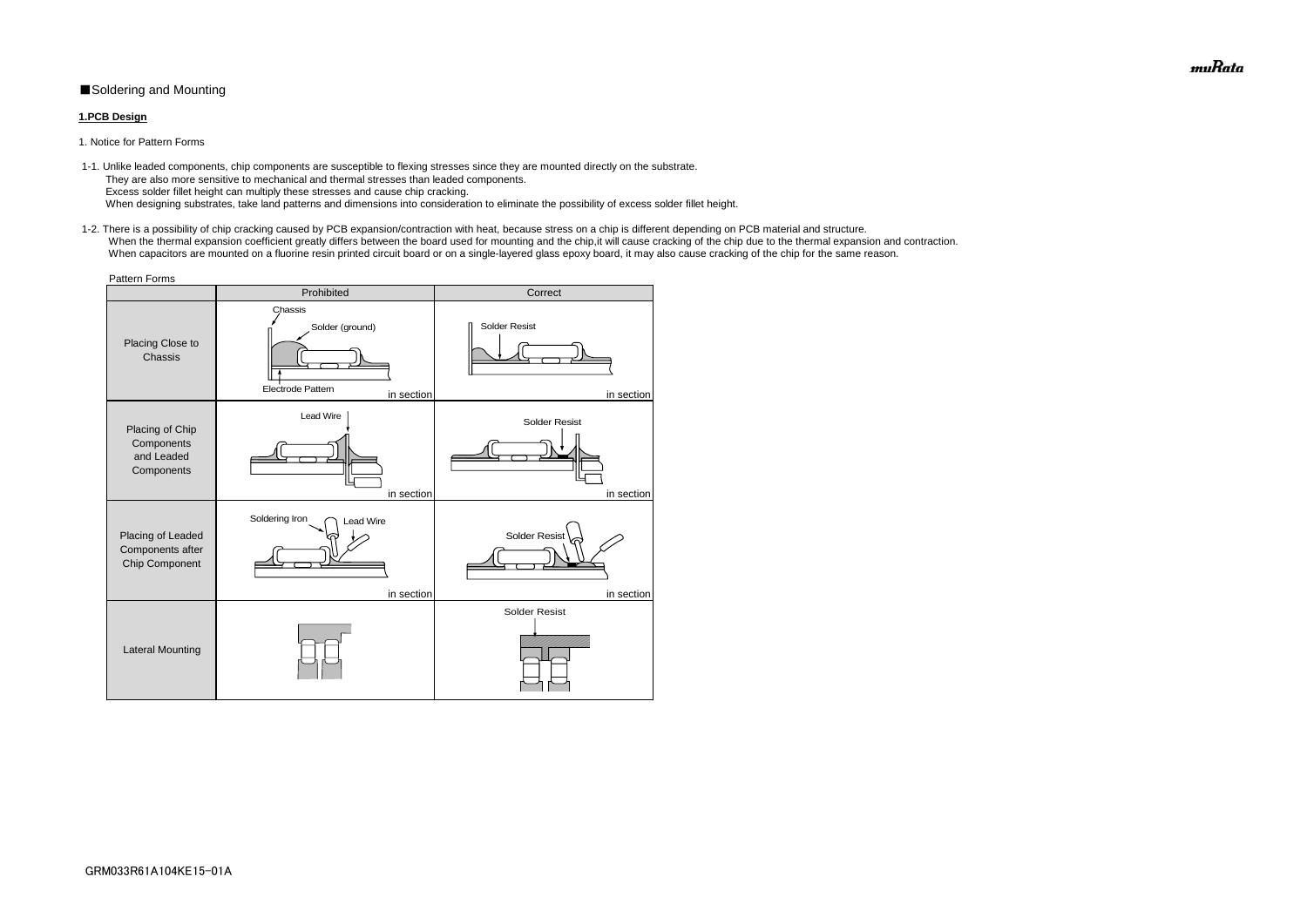■Soldering and Mounting

**1.PCB Design**

1. Notice for Pattern Forms

1-1. Unlike leaded components, chip components are susceptible to flexing stresses since they are mounted directly on the substrate.
They are also more sensitive to mechanical and thermal stresses than leaded components.
Excess solder fillet height can multiply these stresses and cause chip cracking.
When designing substrates, take land patterns and dimensions into consideration to eliminate the possibility of excess solder fillet height.

1-2. There is a possibility of chip cracking caused by PCB expansion/contraction with heat, because stress on a chip is different depending on PCB material and structure.
When the thermal expansion coefficient greatly differs between the board used for mounting and the chip,it will cause cracking of the chip due to the thermal expansion and contraction.
When capacitors are mounted on a fluorine resin printed circuit board or on a single-layered glass epoxy board, it may also cause cracking of the chip for the same reason.

Pattern Forms

| | Prohibited | Correct |
|---|---|---|
| Placing Close to Chassis | Chassis, Solder (ground), Electrode Pattern — in section | Solder Resist — in section |
| Placing of Chip Components and Leaded Components | Lead Wire — in section | Solder Resist — in section |
| Placing of Leaded Components after Chip Component | Soldering Iron, Lead Wire — in section | Solder Resist — in section |
| Lateral Mounting | | Solder Resist |

GRM033R61A104KE15-01A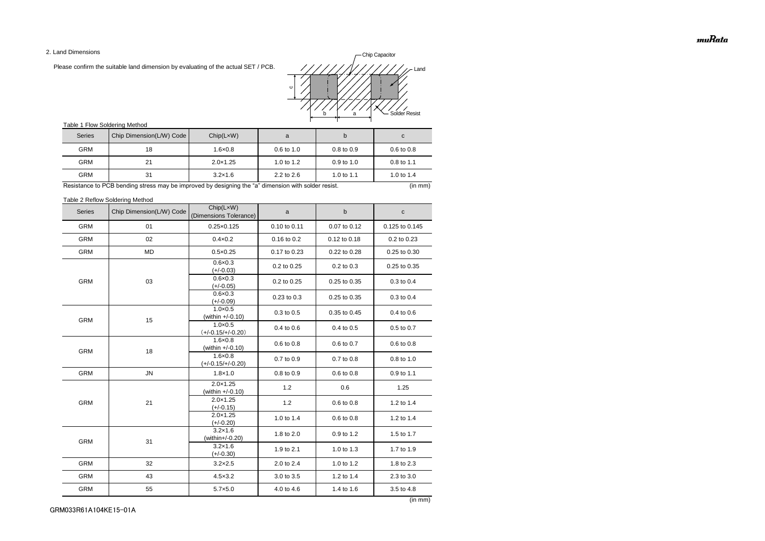2. Land Dimensions

Please confirm the suitable land dimension by evaluating of the actual SET / PCB.

Table 1 Flow Soldering Method

| Series | Chip Dimension(L/W) Code | Chip(L×W) | a | b | c |
|---|---|---|---|---|---|
| GRM | 18 | 1.6×0.8 | 0.6 to 1.0 | 0.8 to 0.9 | 0.6 to 0.8 |
| GRM | 21 | 2.0×1.25 | 1.0 to 1.2 | 0.9 to 1.0 | 0.8 to 1.1 |
| GRM | 31 | 3.2×1.6 | 2.2 to 2.6 | 1.0 to 1.1 | 1.0 to 1.4 |

Resistance to PCB bending stress may be improved by designing the "a" dimension with solder resist. (in mm)

Table 2 Reflow Soldering Method

| Series | Chip Dimension(L/W) Code | Chip(L×W) (Dimensions Tolerance) | a | b | c |
|---|---|---|---|---|---|
| GRM | 01 | 0.25×0.125 | 0.10 to 0.11 | 0.07 to 0.12 | 0.125 to 0.145 |
| GRM | 02 | 0.4×0.2 | 0.16 to 0.2 | 0.12 to 0.18 | 0.2 to 0.23 |
| GRM | MD | 0.5×0.25 | 0.17 to 0.23 | 0.22 to 0.28 | 0.25 to 0.30 |
| GRM | 03 | 0.6×0.3 (+/-0.03) | 0.2 to 0.25 | 0.2 to 0.3 | 0.25 to 0.35 |
| | | 0.6×0.3 (+/-0.05) | 0.2 to 0.25 | 0.25 to 0.35 | 0.3 to 0.4 |
| | | 0.6×0.3 (+/-0.09) | 0.23 to 0.3 | 0.25 to 0.35 | 0.3 to 0.4 |
| GRM | 15 | 1.0×0.5 (within +/-0.10) | 0.3 to 0.5 | 0.35 to 0.45 | 0.4 to 0.6 |
| | | 1.0×0.5 (+/-0.15/+/-0.20) | 0.4 to 0.6 | 0.4 to 0.5 | 0.5 to 0.7 |
| GRM | 18 | 1.6×0.8 (within +/-0.10) | 0.6 to 0.8 | 0.6 to 0.7 | 0.6 to 0.8 |
| | | 1.6×0.8 (+/-0.15/+/-0.20) | 0.7 to 0.9 | 0.7 to 0.8 | 0.8 to 1.0 |
| GRM | JN | 1.8×1.0 | 0.8 to 0.9 | 0.6 to 0.8 | 0.9 to 1.1 |
| GRM | 21 | 2.0×1.25 (within +/-0.10) | 1.2 | 0.6 | 1.25 |
| | | 2.0×1.25 (+/-0.15) | 1.2 | 0.6 to 0.8 | 1.2 to 1.4 |
| | | 2.0×1.25 (+/-0.20) | 1.0 to 1.4 | 0.6 to 0.8 | 1.2 to 1.4 |
| GRM | 31 | 3.2×1.6 (within+/-0.20) | 1.8 to 2.0 | 0.9 to 1.2 | 1.5 to 1.7 |
| | | 3.2×1.6 (+/-0.30) | 1.9 to 2.1 | 1.0 to 1.3 | 1.7 to 1.9 |
| GRM | 32 | 3.2×2.5 | 2.0 to 2.4 | 1.0 to 1.2 | 1.8 to 2.3 |
| GRM | 43 | 4.5×3.2 | 3.0 to 3.5 | 1.2 to 1.4 | 2.3 to 3.0 |
| GRM | 55 | 5.7×5.0 | 4.0 to 4.6 | 1.4 to 1.6 | 3.5 to 4.8 |

(in mm)

GRM033R61A104KE15-01A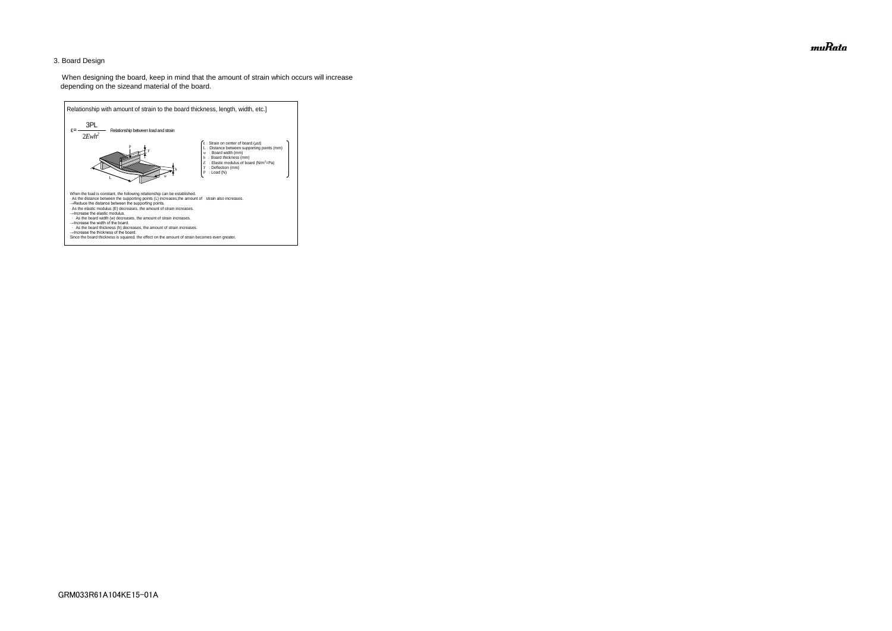## 3. Board Design

When designing the board, keep in mind that the amount of strain which occurs will increase depending on the sizeand material of the board.

Relationship with amount of strain to the board thickness, length, width, etc.]

$$\varepsilon = \frac{3PL}{2Ewh^2}$$ Relationship between load and strain

- $\varepsilon$ : Strain on center of board (μst)
- $L$ : Distance between supporting points (mm)
- $w$ : Board width (mm)
- $h$ : Board thickness (mm)
- $E$ : Elastic modulus of board ($N/m^2$=Pa)
- $Y$ : Deflection (mm)
- $P$ : Load (N)

When the load is constant, the following relationship can be established.

· As the distance between the supporting points (L) increases,the amount of strain also increases.
→Reduce the distance between the supporting points.
· As the elastic modulus (E) decreases, the amount of strain increases.
→Increase the elastic modulus.
· As the board width (w) decreases, the amount of strain increases.
→Increase the width of the board.
· As the board thickness (h) decreases, the amount of strain increases.
→Increase the thickness of the board.
Since the board thickness is squared, the effect on the amount of strain becomes even greater.

GRM033R61A104KE15-01A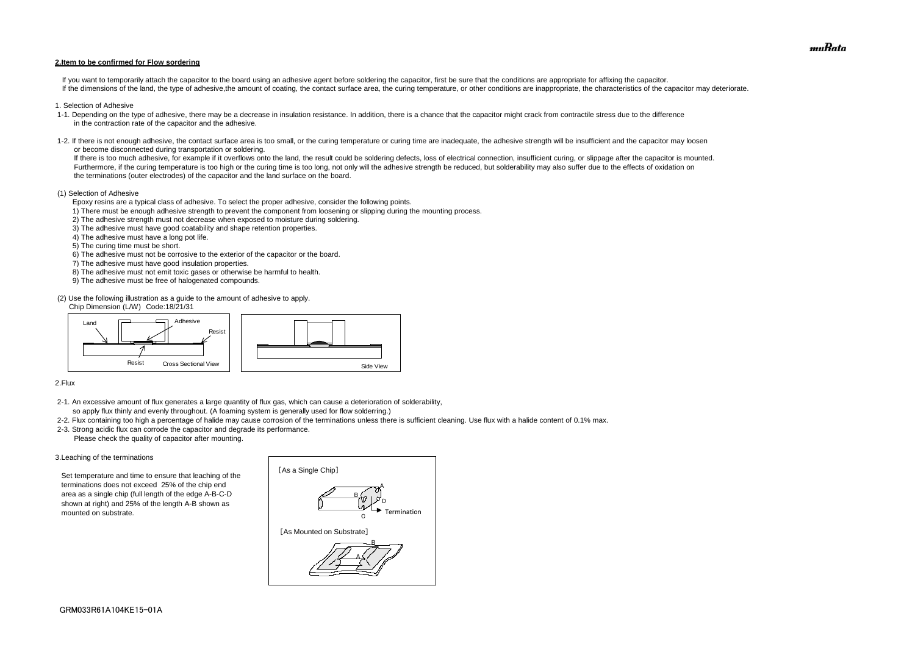## 2.Item to be confirmed for Flow sordering

If you want to temporarily attach the capacitor to the board using an adhesive agent before soldering the capacitor, first be sure that the conditions are appropriate for affixing the capacitor.
If the dimensions of the land, the type of adhesive,the amount of coating, the contact surface area, the curing temperature, or other conditions are inappropriate, the characteristics of the capacitor may deteriorate.

1. Selection of Adhesive

1-1. Depending on the type of adhesive, there may be a decrease in insulation resistance. In addition, there is a chance that the capacitor might crack from contractile stress due to the difference in the contraction rate of the capacitor and the adhesive.

1-2. If there is not enough adhesive, the contact surface area is too small, or the curing temperature or curing time are inadequate, the adhesive strength will be insufficient and the capacitor may loosen or become disconnected during transportation or soldering.
If there is too much adhesive, for example if it overflows onto the land, the result could be soldering defects, loss of electrical connection, insufficient curing, or slippage after the capacitor is mounted.
Furthermore, if the curing temperature is too high or the curing time is too long, not only will the adhesive strength be reduced, but solderability may also suffer due to the effects of oxidation on the terminations (outer electrodes) of the capacitor and the land surface on the board.

(1) Selection of Adhesive

Epoxy resins are a typical class of adhesive. To select the proper adhesive, consider the following points.

1) There must be enough adhesive strength to prevent the component from loosening or slipping during the mounting process.
2) The adhesive strength must not decrease when exposed to moisture during soldering.
3) The adhesive must have good coatability and shape retention properties.
4) The adhesive must have a long pot life.
5) The curing time must be short.
6) The adhesive must not be corrosive to the exterior of the capacitor or the board.
7) The adhesive must have good insulation properties.
8) The adhesive must not emit toxic gases or otherwise be harmful to health.
9) The adhesive must be free of halogenated compounds.

(2) Use the following illustration as a guide to the amount of adhesive to apply.
Chip Dimension (L/W) Code:18/21/31

Land, Adhesive, Resist, Resist — Cross Sectional View
Side View

2.Flux

2-1. An excessive amount of flux generates a large quantity of flux gas, which can cause a deterioration of solderability, so apply flux thinly and evenly throughout. (A foaming system is generally used for flow solderring.)
2-2. Flux containing too high a percentage of halide may cause corrosion of the terminations unless there is sufficient cleaning. Use flux with a halide content of 0.1% max.
2-3. Strong acidic flux can corrode the capacitor and degrade its performance.
Please check the quality of capacitor after mounting.

3.Leaching of the terminations

Set temperature and time to ensure that leaching of the terminations does not exceed 25% of the chip end area as a single chip (full length of the edge A-B-C-D shown at right) and 25% of the length A-B shown as mounted on substrate.

［As a Single Chip］ A, B, C, D, Termination

［As Mounted on Substrate］ A, B

GRM033R61A104KE15-01A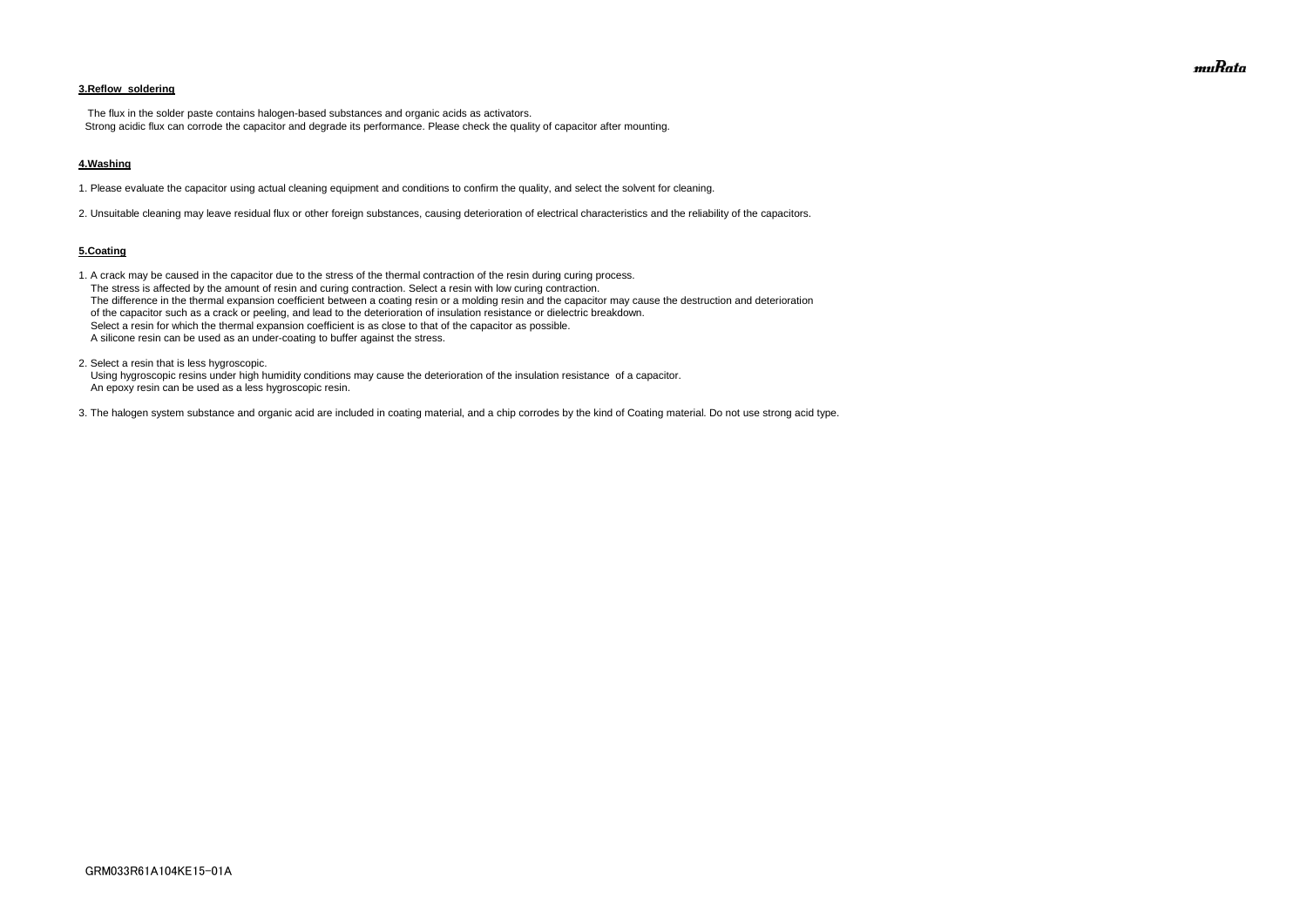### 3.Reflow soldering

The flux in the solder paste contains halogen-based substances and organic acids as activators.
Strong acidic flux can corrode the capacitor and degrade its performance. Please check the quality of capacitor after mounting.

### 4.Washing

1. Please evaluate the capacitor using actual cleaning equipment and conditions to confirm the quality, and select the solvent for cleaning.

2. Unsuitable cleaning may leave residual flux or other foreign substances, causing deterioration of electrical characteristics and the reliability of the capacitors.

### 5.Coating

1. A crack may be caused in the capacitor due to the stress of the thermal contraction of the resin during curing process.
   The stress is affected by the amount of resin and curing contraction. Select a resin with low curing contraction.
   The difference in the thermal expansion coefficient between a coating resin or a molding resin and the capacitor may cause the destruction and deterioration of the capacitor such as a crack or peeling, and lead to the deterioration of insulation resistance or dielectric breakdown.
   Select a resin for which the thermal expansion coefficient is as close to that of the capacitor as possible.
   A silicone resin can be used as an under-coating to buffer against the stress.

2. Select a resin that is less hygroscopic.
   Using hygroscopic resins under high humidity conditions may cause the deterioration of the insulation resistance of a capacitor.
   An epoxy resin can be used as a less hygroscopic resin.

3. The halogen system substance and organic acid are included in coating material, and a chip corrodes by the kind of Coating material. Do not use strong acid type.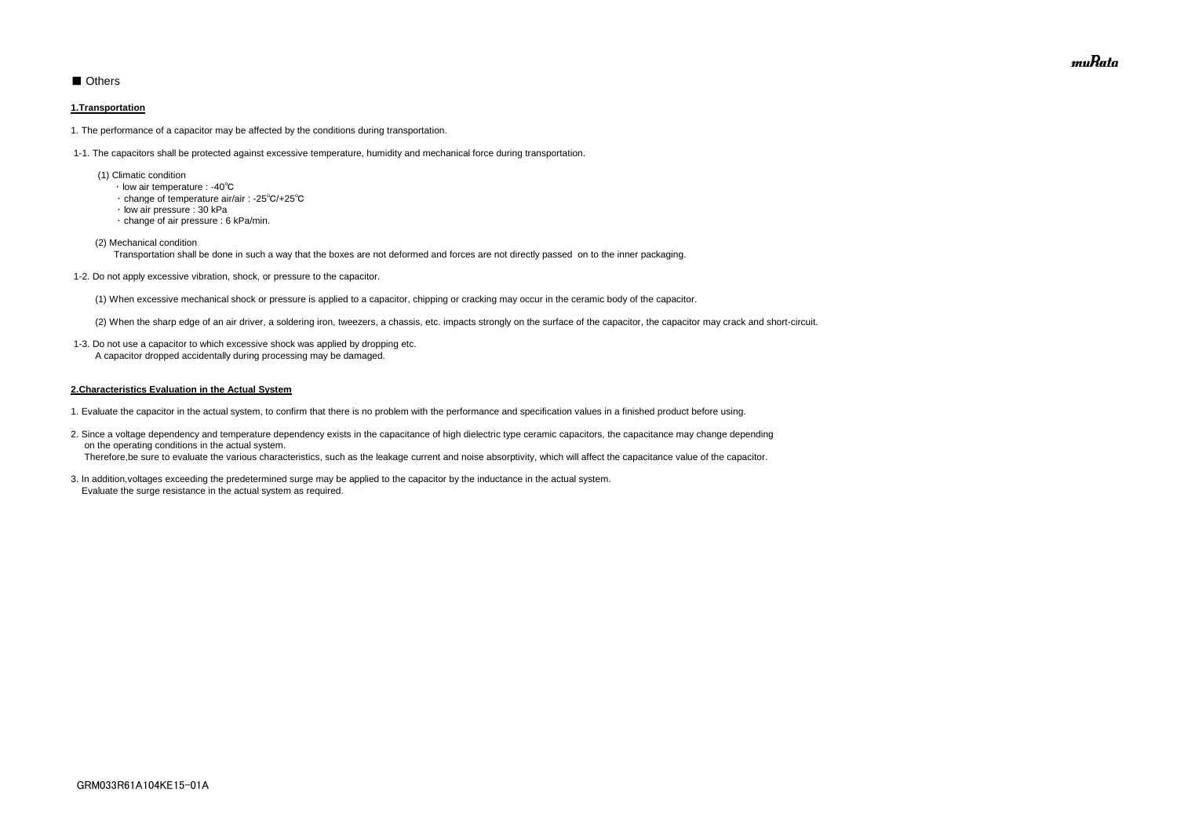## ■ Others

**1.Transportation**

1. The performance of a capacitor may be affected by the conditions during transportation.

1-1. The capacitors shall be protected against excessive temperature, humidity and mechanical force during transportation.

(1) Climatic condition
- ・low air temperature : -40℃
- ・change of temperature air/air : -25℃/+25℃
- ・low air pressure : 30 kPa
- ・change of air pressure : 6 kPa/min.

(2) Mechanical condition
Transportation shall be done in such a way that the boxes are not deformed and forces are not directly passed on to the inner packaging.

1-2. Do not apply excessive vibration, shock, or pressure to the capacitor.

(1) When excessive mechanical shock or pressure is applied to a capacitor, chipping or cracking may occur in the ceramic body of the capacitor.

(2) When the sharp edge of an air driver, a soldering iron, tweezers, a chassis, etc. impacts strongly on the surface of the capacitor, the capacitor may crack and short-circuit.

1-3. Do not use a capacitor to which excessive shock was applied by dropping etc.
A capacitor dropped accidentally during processing may be damaged.

**2.Characteristics Evaluation in the Actual System**

1. Evaluate the capacitor in the actual system, to confirm that there is no problem with the performance and specification values in a finished product before using.

2. Since a voltage dependency and temperature dependency exists in the capacitance of high dielectric type ceramic capacitors, the capacitance may change depending on the operating conditions in the actual system.
Therefore,be sure to evaluate the various characteristics, such as the leakage current and noise absorptivity, which will affect the capacitance value of the capacitor.

3. In addition,voltages exceeding the predetermined surge may be applied to the capacitor by the inductance in the actual system.
Evaluate the surge resistance in the actual system as required.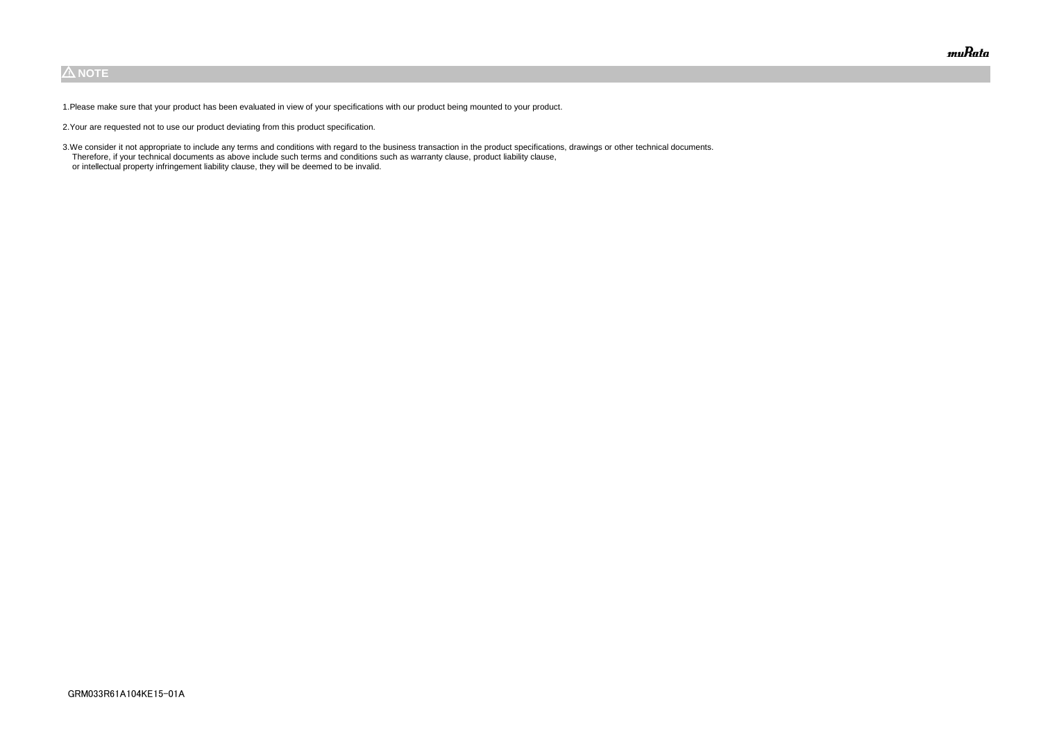## ⚠ NOTE

1.Please make sure that your product has been evaluated in view of your specifications with our product being mounted to your product.

2.Your are requested not to use our product deviating from this product specification.

3.We consider it not appropriate to include any terms and conditions with regard to the business transaction in the product specifications, drawings or other technical documents.
Therefore, if your technical documents as above include such terms and conditions such as warranty clause, product liability clause,
or intellectual property infringement liability clause, they will be deemed to be invalid.